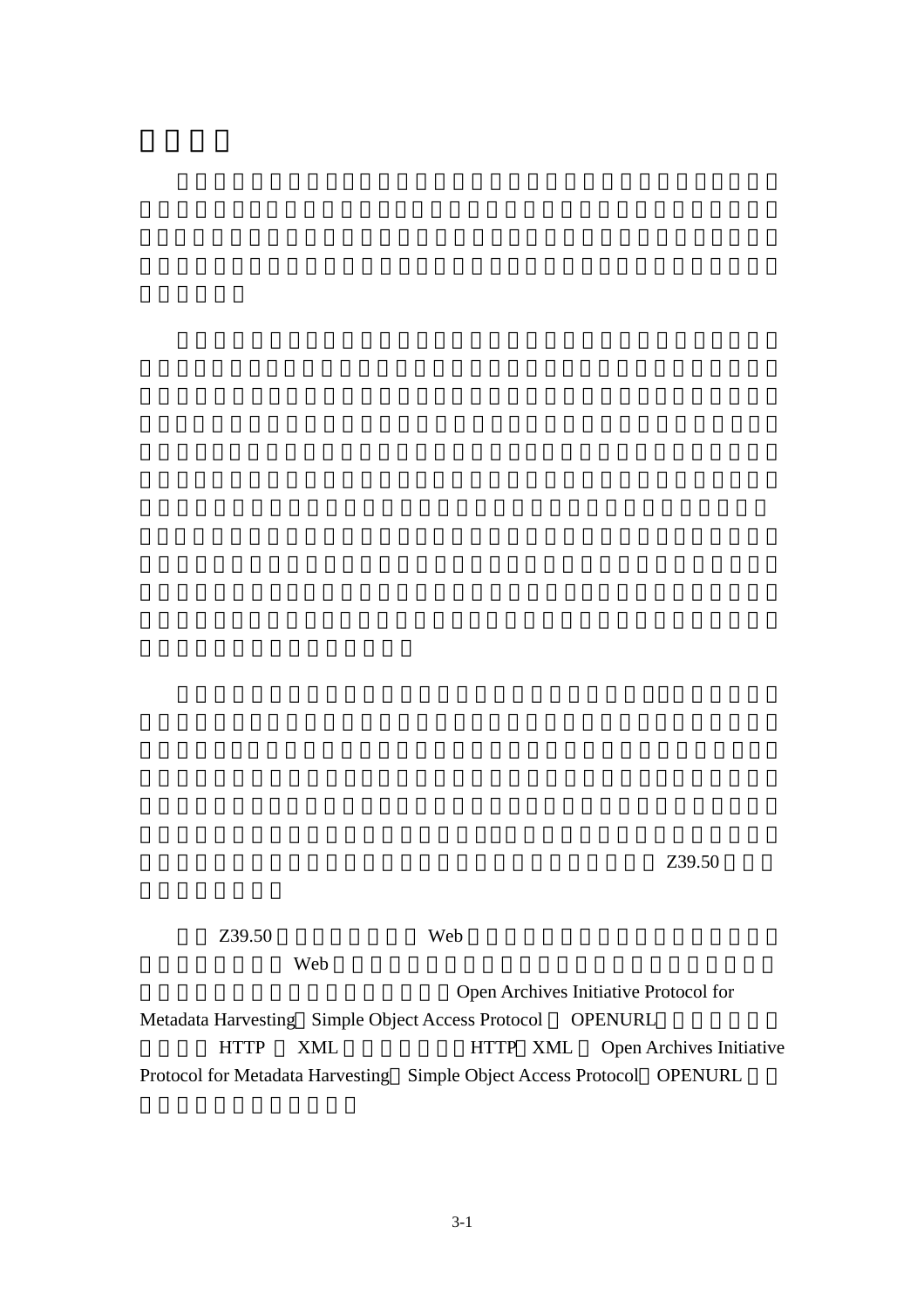Z39.50

Z39.50 Web

Web

Open Archives Initiative Protocol for Metadata Harvesting Simple Object Access Protocol OPENURL

HTTP XML HTTP XML Open Archives Initiative Protocol for Metadata Harvesting Simple Object Access Protocol OPENURL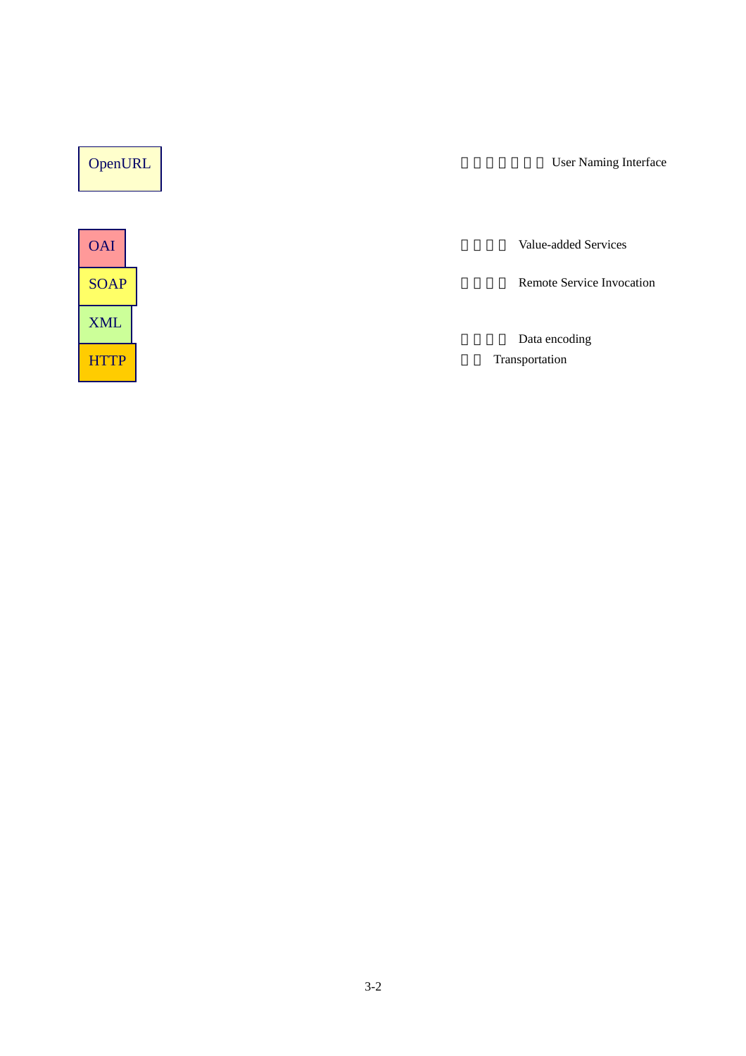| | |
|---|---|
| OpenURL | □□□□□□□ User Naming Interface |
| OAI | □□□□ Value-added Services |
| SOAP | □□□□ Remote Service Invocation |
| XML | □□□□ Data encoding |
| HTTP | □□ Transportation |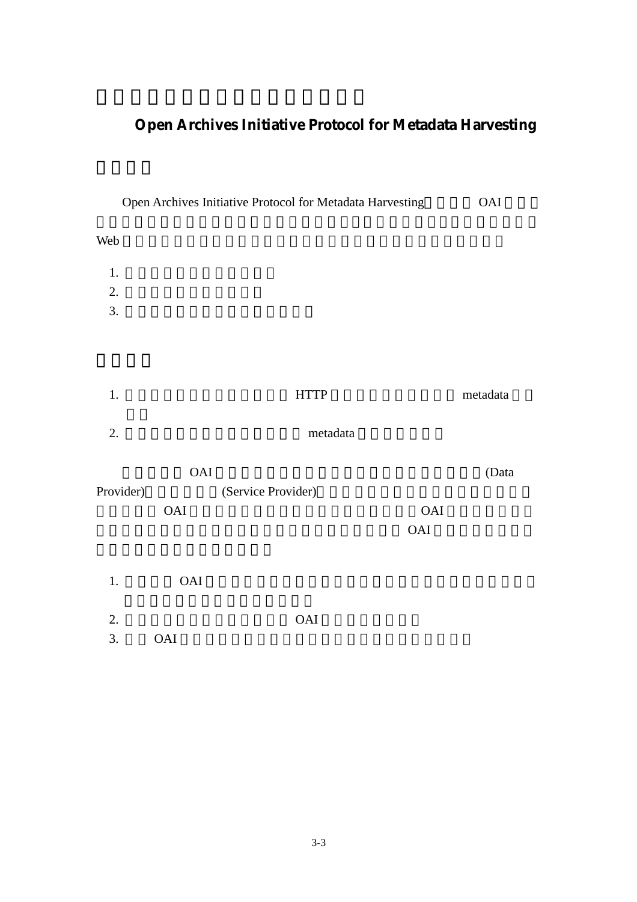## Open Archives Initiative Protocol for Metadata Harvesting

Open Archives Initiative Protocol for Metadata Harvesting OAI

Web

1.
2.
3.

1. HTTP metadata
2. metadata

OAI (Data Provider) (Service Provider)
OAI OAI
OAI

1. OAI
2. OAI
3. OAI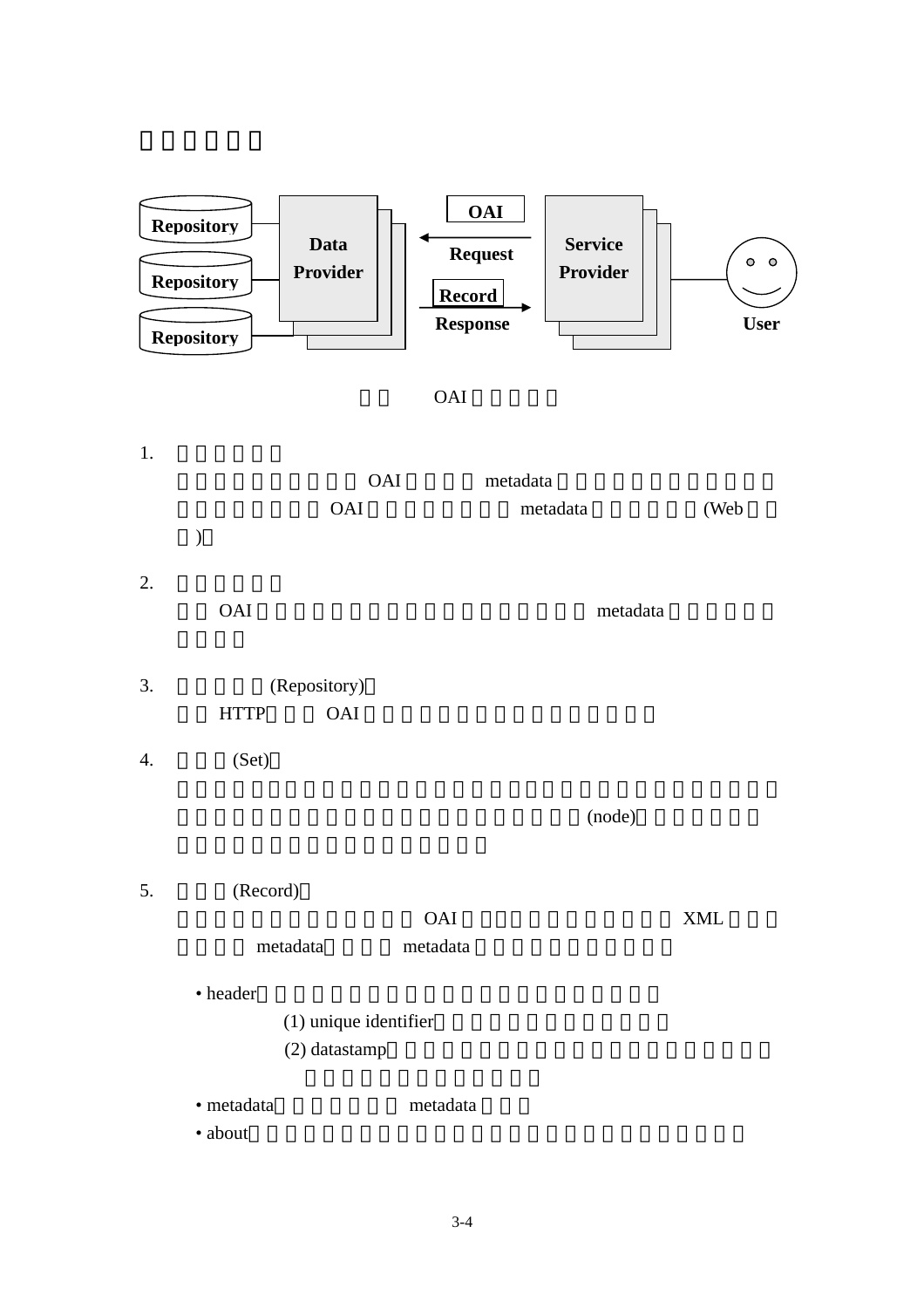Repository Repository Repository

Data Provider

OAI Request

Record Response

Service Provider

User

OAI

1.

OAI metadata

OAI metadata (Web

)

2.

OAI metadata

3. (Repository)

HTTP OAI

4. (Set)

(node)

5. (Record)

OAI XML

metadata metadata

- header
  - (1) unique identifier
  - (2) datastamp
- metadata metadata
- about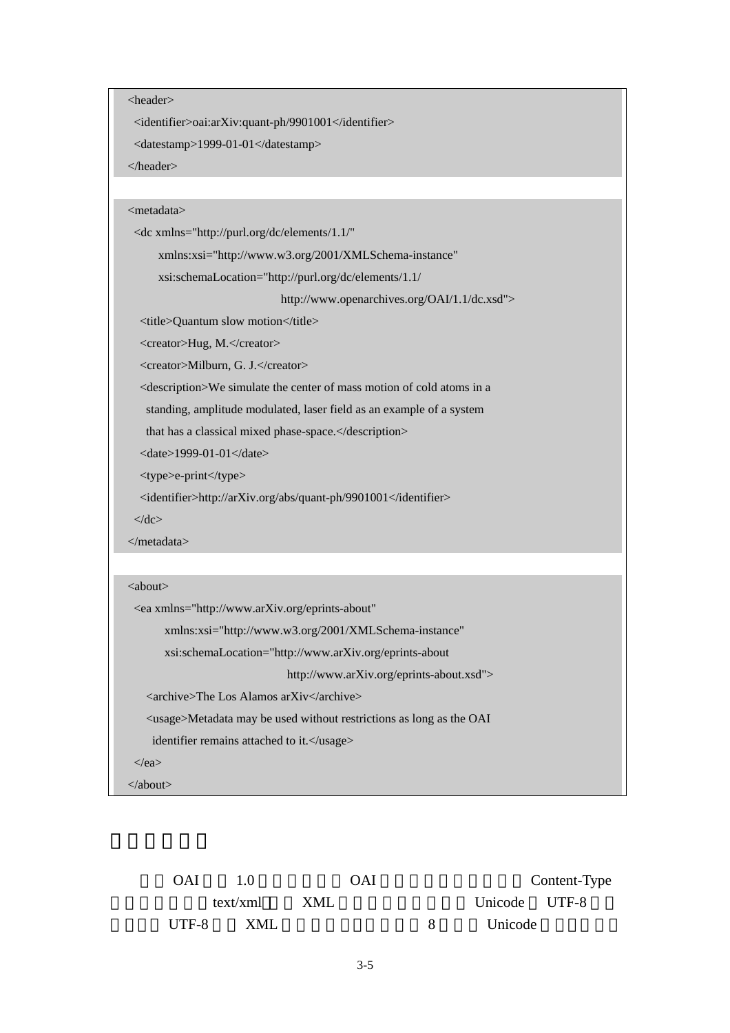```xml
<header>
  <identifier>oai:arXiv:quant-ph/9901001</identifier>
  <datestamp>1999-01-01</datestamp>
</header>

<metadata>
  <dc xmlns="http://purl.org/dc/elements/1.1/"
       xmlns:xsi="http://www.w3.org/2001/XMLSchema-instance"
       xsi:schemaLocation="http://purl.org/dc/elements/1.1/
                           http://www.openarchives.org/OAI/1.1/dc.xsd">
    <title>Quantum slow motion</title>
    <creator>Hug, M.</creator>
    <creator>Milburn, G. J.</creator>
    <description>We simulate the center of mass motion of cold atoms in a
      standing, amplitude modulated, laser field as an example of a system
      that has a classical mixed phase-space.</description>
    <date>1999-01-01</date>
    <type>e-print</type>
    <identifier>http://arXiv.org/abs/quant-ph/9901001</identifier>
  </dc>
</metadata>

<about>
  <ea xmlns="http://www.arXiv.org/eprints-about"
        xmlns:xsi="http://www.w3.org/2001/XMLSchema-instance"
        xsi:schemaLocation="http://www.arXiv.org/eprints-about
                            http://www.arXiv.org/eprints-about.xsd">
     <archive>The Los Alamos arXiv</archive>
     <usage>Metadata may be used without restrictions as long as the OAI
       identifier remains attached to it.</usage>
  </ea>
</about>
```

OAI 1.0 OAI Content-Type text/xml XML Unicode UTF-8 UTF-8 XML 8 Unicode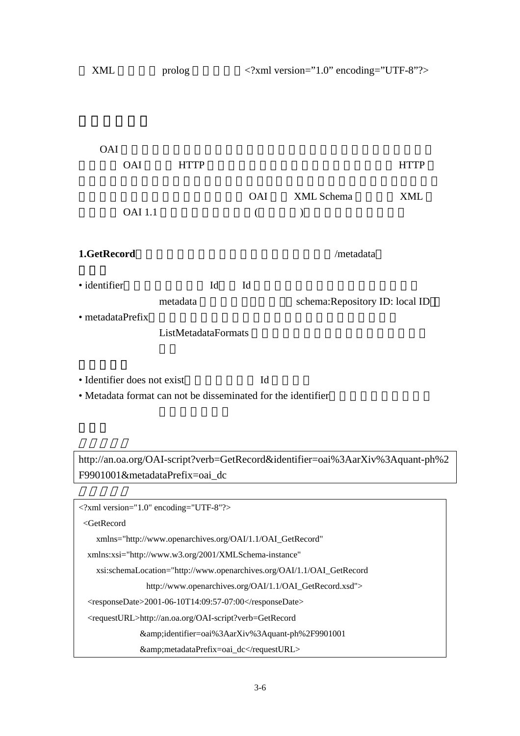XML prolog <?xml version="1.0" encoding="UTF-8"?>

OAI OAI HTTP HTTP OAI XML Schema XML OAI 1.1 ( )

**1.GetRecord** /metadata

- identifier Id Id metadata schema:Repository ID: local ID
- metadataPrefix ListMetadataFormats

- Identifier does not exist Id
- Metadata format can not be disseminated for the identifier

```
http://an.oa.org/OAI-script?verb=GetRecord&identifier=oai%3AarXiv%3Aquant-ph%2F9901001&metadataPrefix=oai_dc
```

```
<?xml version="1.0" encoding="UTF-8"?>
 <GetRecord
     xmlns="http://www.openarchives.org/OAI/1.1/OAI_GetRecord"
   xmlns:xsi="http://www.w3.org/2001/XMLSchema-instance"
     xsi:schemaLocation="http://www.openarchives.org/OAI/1.1/OAI_GetRecord
                   http://www.openarchives.org/OAI/1.1/OAI_GetRecord.xsd">
   <responseDate>2001-06-10T14:09:57-07:00</responseDate>
   <requestURL>http://an.oa.org/OAI-script?verb=GetRecord
                 &amp;identifier=oai%3AarXiv%3Aquant-ph%2F9901001
                 &amp;metadataPrefix=oai_dc</requestURL>
```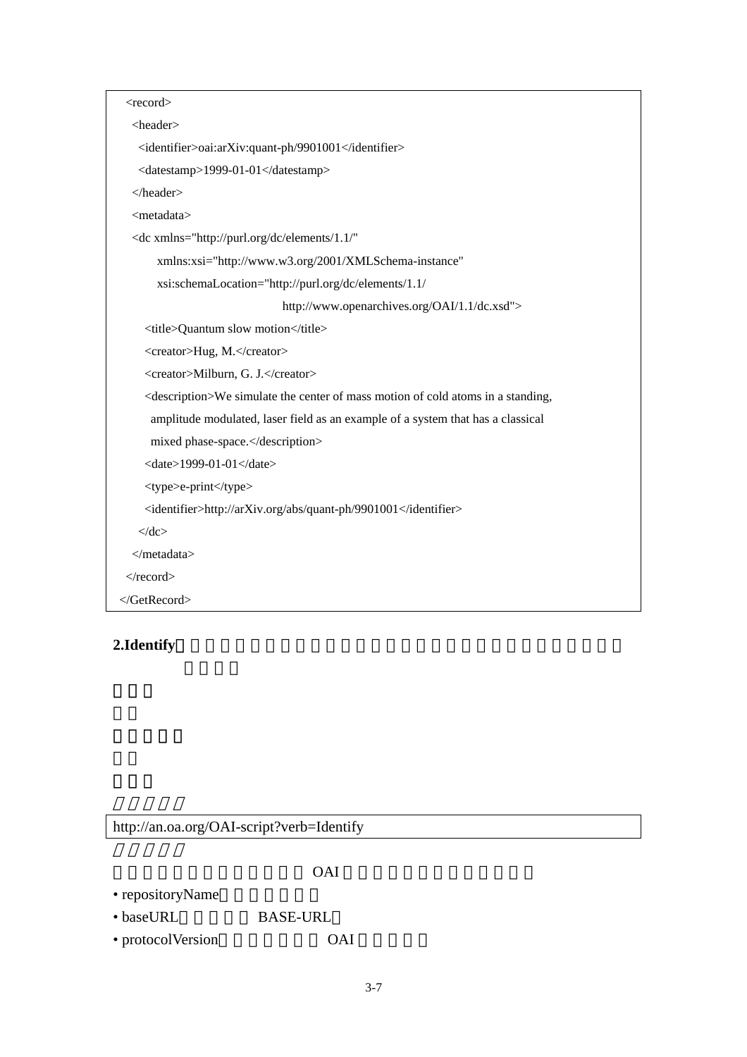```
  <record>
    <header>
      <identifier>oai:arXiv:quant-ph/9901001</identifier>
      <datestamp>1999-01-01</datestamp>
    </header>
    <metadata>
    <dc xmlns="http://purl.org/dc/elements/1.1/"
          xmlns:xsi="http://www.w3.org/2001/XMLSchema-instance"
          xsi:schemaLocation="http://purl.org/dc/elements/1.1/
                                    http://www.openarchives.org/OAI/1.1/dc.xsd">
        <title>Quantum slow motion</title>
        <creator>Hug, M.</creator>
        <creator>Milburn, G. J.</creator>
        <description>We simulate the center of mass motion of cold atoms in a standing,
          amplitude modulated, laser field as an example of a system that has a classical
          mixed phase-space.</description>
        <date>1999-01-01</date>
        <type>e-print</type>
        <identifier>http://arXiv.org/abs/quant-ph/9901001</identifier>
      </dc>
    </metadata>
  </record>
</GetRecord>
```

**2.Identify**

```
http://an.oa.org/OAI-script?verb=Identify
```

OAI

- repositoryName
- baseURL BASE-URL
- protocolVersion OAI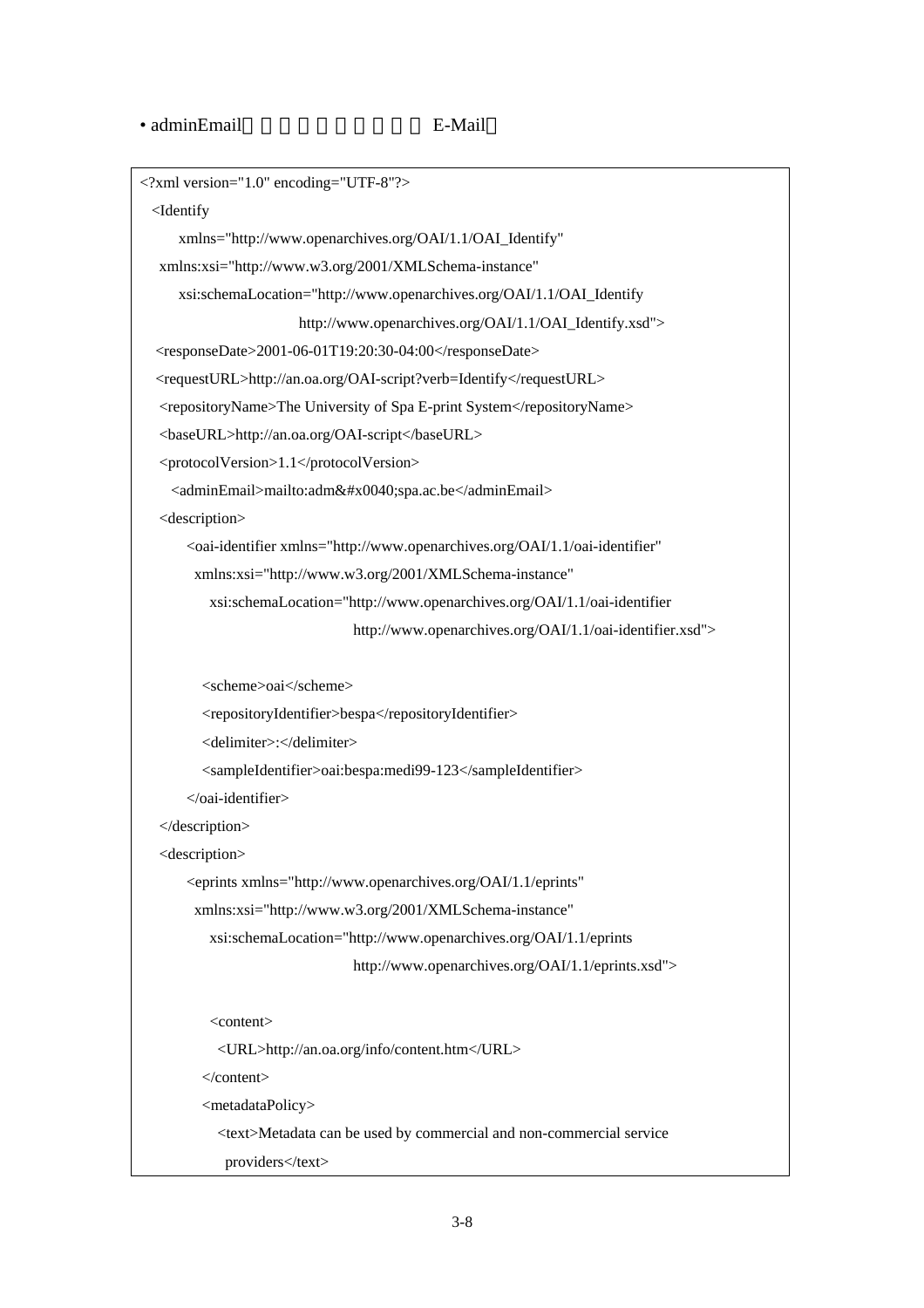- adminEmail E-Mail

```
<?xml version="1.0" encoding="UTF-8"?>
  <Identify
      xmlns="http://www.openarchives.org/OAI/1.1/OAI_Identify"
   xmlns:xsi="http://www.w3.org/2001/XMLSchema-instance"
      xsi:schemaLocation="http://www.openarchives.org/OAI/1.1/OAI_Identify
                          http://www.openarchives.org/OAI/1.1/OAI_Identify.xsd">
   <responseDate>2001-06-01T19:20:30-04:00</responseDate>
   <requestURL>http://an.oa.org/OAI-script?verb=Identify</requestURL>
    <repositoryName>The University of Spa E-print System</repositoryName>
    <baseURL>http://an.oa.org/OAI-script</baseURL>
    <protocolVersion>1.1</protocolVersion>
      <adminEmail>mailto:adm&#x0040;spa.ac.be</adminEmail>
    <description>
         <oai-identifier xmlns="http://www.openarchives.org/OAI/1.1/oai-identifier"
          xmlns:xsi="http://www.w3.org/2001/XMLSchema-instance"
            xsi:schemaLocation="http://www.openarchives.org/OAI/1.1/oai-identifier
                                http://www.openarchives.org/OAI/1.1/oai-identifier.xsd">

           <scheme>oai</scheme>
           <repositoryIdentifier>bespa</repositoryIdentifier>
           <delimiter>:</delimiter>
           <sampleIdentifier>oai:bespa:medi99-123</sampleIdentifier>
         </oai-identifier>
    </description>
    <description>
         <eprints xmlns="http://www.openarchives.org/OAI/1.1/eprints"
          xmlns:xsi="http://www.w3.org/2001/XMLSchema-instance"
            xsi:schemaLocation="http://www.openarchives.org/OAI/1.1/eprints
                                http://www.openarchives.org/OAI/1.1/eprints.xsd">

            <content>
              <URL>http://an.oa.org/info/content.htm</URL>
           </content>
           <metadataPolicy>
              <text>Metadata can be used by commercial and non-commercial service
                providers</text>
```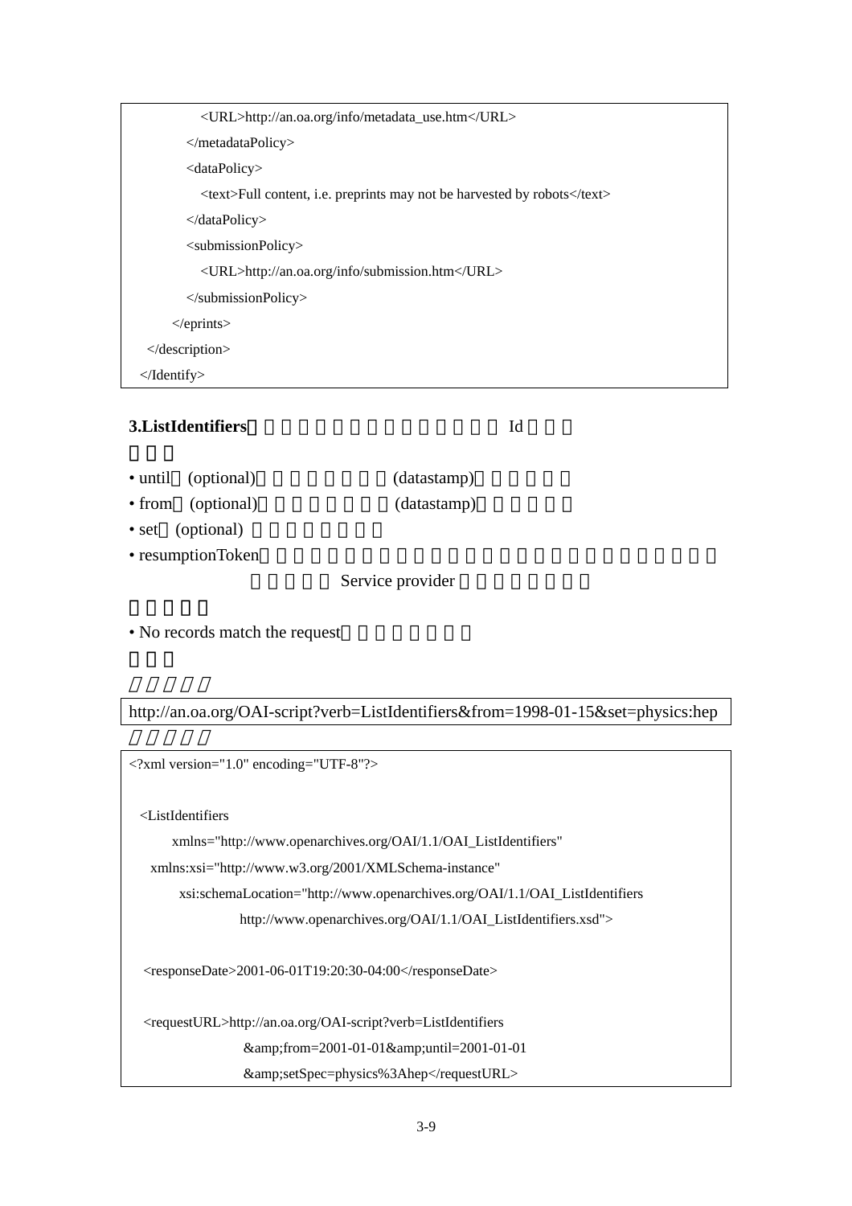```
        <URL>http://an.oa.org/info/metadata_use.htm</URL>
      </metadataPolicy>
      <dataPolicy>
        <text>Full content, i.e. preprints may not be harvested by robots</text>
      </dataPolicy>
      <submissionPolicy>
        <URL>http://an.oa.org/info/submission.htm</URL>
      </submissionPolicy>
    </eprints>
  </description>
</Identify>
```

**3.ListIdentifiers**□□□□□□□□□□□□□□ Id □□□

□□□

- until□ (optional)□□□□□□□ (datastamp)□□□□□
- from□ (optional)□□□□□□□ (datastamp)□□□□□
- set□ (optional) □□□□□□□□
- resumptionToken□□□□□□□□□□□□□□□□□□□□□□□□□ □□□□□ Service provider □□□□□□□

□□□□□

- No records match the request□□□□□□□

□□□

*□□□□□*

```
http://an.oa.org/OAI-script?verb=ListIdentifiers&from=1998-01-15&set=physics:hep
```

*□□□□□*

```
<?xml version="1.0" encoding="UTF-8"?>

  <ListIdentifiers
       xmlns="http://www.openarchives.org/OAI/1.1/OAI_ListIdentifiers"
    xmlns:xsi="http://www.w3.org/2001/XMLSchema-instance"
        xsi:schemaLocation="http://www.openarchives.org/OAI/1.1/OAI_ListIdentifiers
                 http://www.openarchives.org/OAI/1.1/OAI_ListIdentifiers.xsd">

   <responseDate>2001-06-01T19:20:30-04:00</responseDate>

   <requestURL>http://an.oa.org/OAI-script?verb=ListIdentifiers
                  &amp;from=2001-01-01&amp;until=2001-01-01
                  &amp;setSpec=physics%3Ahep</requestURL>
```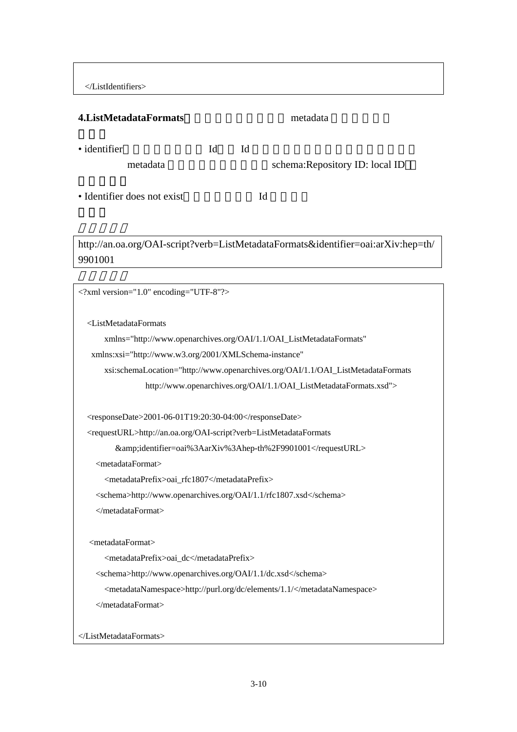```
</ListIdentifiers>
```

**4.ListMetadataFormats** metadata

• identifier Id Id metadata schema:Repository ID: local ID

• Identifier does not exist Id

```
http://an.oa.org/OAI-script?verb=ListMetadataFormats&identifier=oai:arXiv:hep=th/9901001
```

```
<?xml version="1.0" encoding="UTF-8"?>

  <ListMetadataFormats
      xmlns="http://www.openarchives.org/OAI/1.1/OAI_ListMetadataFormats"
    xmlns:xsi="http://www.w3.org/2001/XMLSchema-instance"
      xsi:schemaLocation="http://www.openarchives.org/OAI/1.1/OAI_ListMetadataFormats
                 http://www.openarchives.org/OAI/1.1/OAI_ListMetadataFormats.xsd">

  <responseDate>2001-06-01T19:20:30-04:00</responseDate>
  <requestURL>http://an.oa.org/OAI-script?verb=ListMetadataFormats
        &amp;identifier=oai%3AarXiv%3Ahep-th%2F9901001</requestURL>
    <metadataFormat>
      <metadataPrefix>oai_rfc1807</metadataPrefix>
    <schema>http://www.openarchives.org/OAI/1.1/rfc1807.xsd</schema>
    </metadataFormat>

   <metadataFormat>
      <metadataPrefix>oai_dc</metadataPrefix>
    <schema>http://www.openarchives.org/OAI/1.1/dc.xsd</schema>
      <metadataNamespace>http://purl.org/dc/elements/1.1/</metadataNamespace>
    </metadataFormat>

</ListMetadataFormats>
```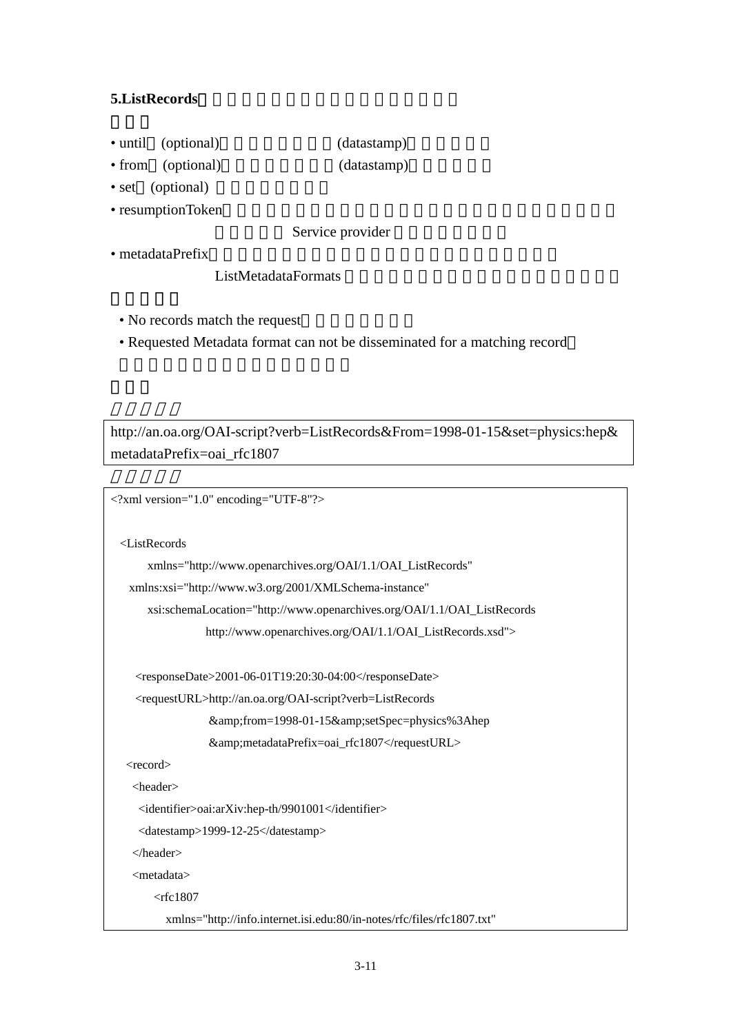**5.ListRecords**

- until (optional) (datastamp)
- from (optional) (datastamp)
- set (optional)
- resumptionToken

  Service provider
- metadataPrefix

  ListMetadataFormats

- No records match the request
- Requested Metadata format can not be disseminated for a matching record

```
http://an.oa.org/OAI-script?verb=ListRecords&From=1998-01-15&set=physics:hep&
metadataPrefix=oai_rfc1807
```

```
<?xml version="1.0" encoding="UTF-8"?>

  <ListRecords
        xmlns="http://www.openarchives.org/OAI/1.1/OAI_ListRecords"
    xmlns:xsi="http://www.w3.org/2001/XMLSchema-instance"
        xsi:schemaLocation="http://www.openarchives.org/OAI/1.1/OAI_ListRecords
                    http://www.openarchives.org/OAI/1.1/OAI_ListRecords.xsd">

     <responseDate>2001-06-01T19:20:30-04:00</responseDate>
     <requestURL>http://an.oa.org/OAI-script?verb=ListRecords
                    &amp;from=1998-01-15&amp;setSpec=physics%3Ahep
                    &amp;metadataPrefix=oai_rfc1807</requestURL>
   <record>
    <header>
     <identifier>oai:arXiv:hep-th/9901001</identifier>
     <datestamp>1999-12-25</datestamp>
    </header>
    <metadata>
        <rfc1807
           xmlns="http://info.internet.isi.edu:80/in-notes/rfc/files/rfc1807.txt"
```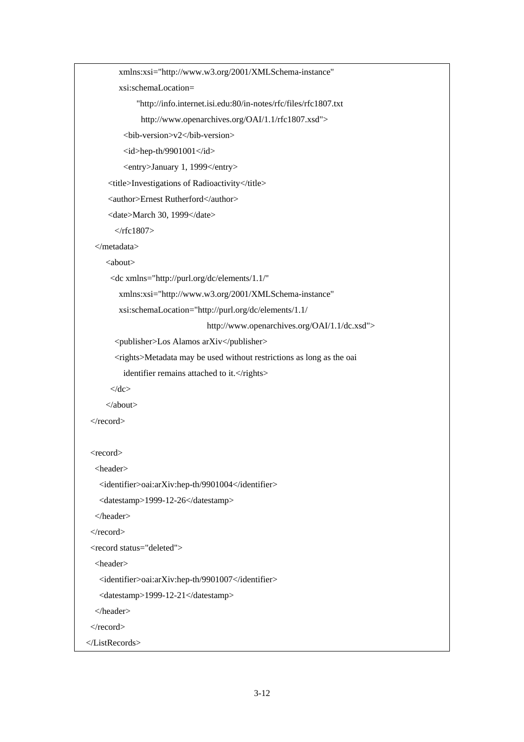```
           xmlns:xsi="http://www.w3.org/2001/XMLSchema-instance"
           xsi:schemaLocation=
                "http://info.internet.isi.edu:80/in-notes/rfc/files/rfc1807.txt
                 http://www.openarchives.org/OAI/1.1/rfc1807.xsd">
            <bib-version>v2</bib-version>
            <id>hep-th/9901001</id>
            <entry>January 1, 1999</entry>
        <title>Investigations of Radioactivity</title>
        <author>Ernest Rutherford</author>
        <date>March 30, 1999</date>
          </rfc1807>
   </metadata>
       <about>
        <dc xmlns="http://purl.org/dc/elements/1.1/"
           xmlns:xsi="http://www.w3.org/2001/XMLSchema-instance"
           xsi:schemaLocation="http://purl.org/dc/elements/1.1/
                                  http://www.openarchives.org/OAI/1.1/dc.xsd">
          <publisher>Los Alamos arXiv</publisher>
          <rights>Metadata may be used without restrictions as long as the oai
             identifier remains attached to it.</rights>
        </dc>
       </about>
  </record>

  <record>
   <header>
    <identifier>oai:arXiv:hep-th/9901004</identifier>
    <datestamp>1999-12-26</datestamp>
   </header>
  </record>
  <record status="deleted">
   <header>
    <identifier>oai:arXiv:hep-th/9901007</identifier>
    <datestamp>1999-12-21</datestamp>
   </header>
  </record>
</ListRecords>
```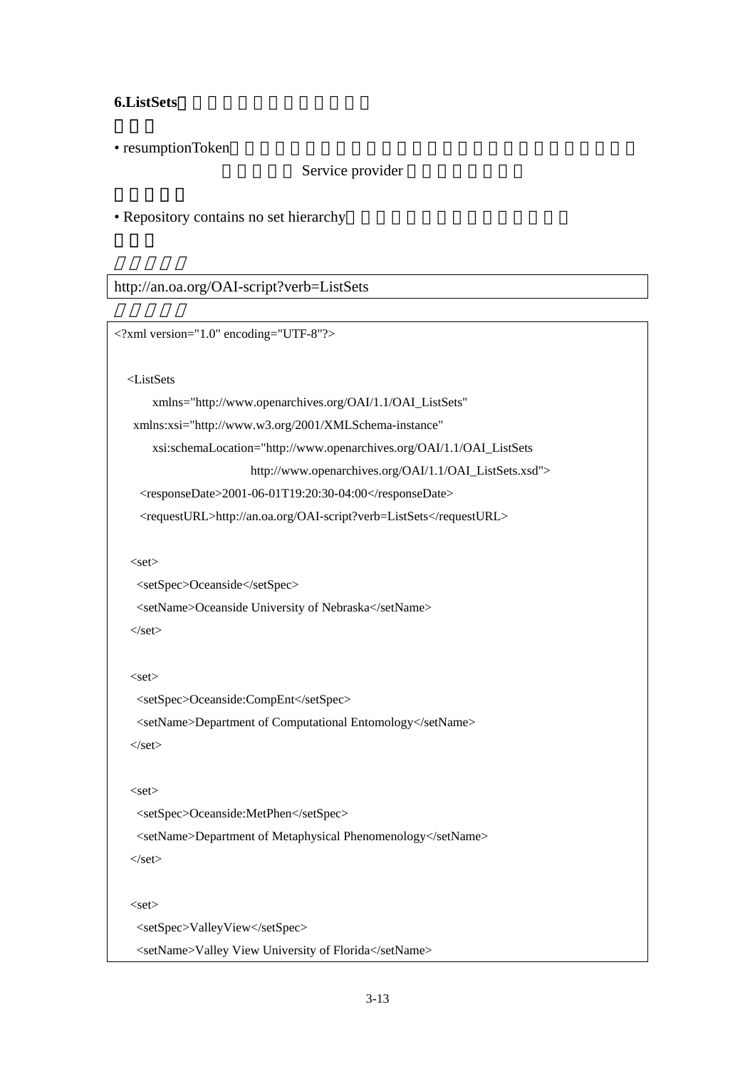**6.ListSets**

- resumptionToken

Service provider

- Repository contains no set hierarchy

```
http://an.oa.org/OAI-script?verb=ListSets
```

```
<?xml version="1.0" encoding="UTF-8"?>

  <ListSets
       xmlns="http://www.openarchives.org/OAI/1.1/OAI_ListSets"
    xmlns:xsi="http://www.w3.org/2001/XMLSchema-instance"
       xsi:schemaLocation="http://www.openarchives.org/OAI/1.1/OAI_ListSets
                         http://www.openarchives.org/OAI/1.1/OAI_ListSets.xsd">
    <responseDate>2001-06-01T19:20:30-04:00</responseDate>
    <requestURL>http://an.oa.org/OAI-script?verb=ListSets</requestURL>

   <set>
    <setSpec>Oceanside</setSpec>
    <setName>Oceanside University of Nebraska</setName>
   </set>

   <set>
    <setSpec>Oceanside:CompEnt</setSpec>
    <setName>Department of Computational Entomology</setName>
   </set>

   <set>
    <setSpec>Oceanside:MetPhen</setSpec>
    <setName>Department of Metaphysical Phenomenology</setName>
   </set>

   <set>
    <setSpec>ValleyView</setSpec>
    <setName>Valley View University of Florida</setName>
```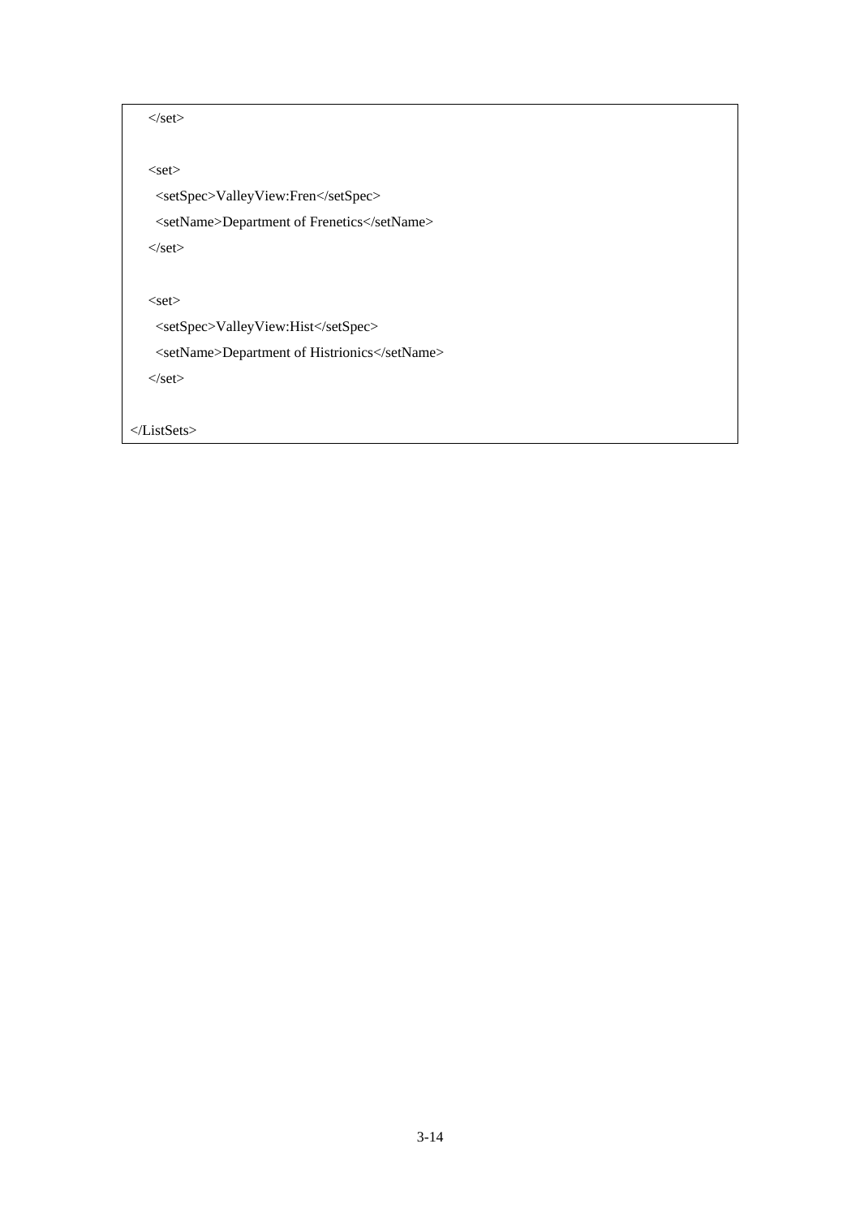```
    </set>

    <set>
      <setSpec>ValleyView:Fren</setSpec>
      <setName>Department of Frenetics</setName>
    </set>

    <set>
      <setSpec>ValleyView:Hist</setSpec>
      <setName>Department of Histrionics</setName>
    </set>

</ListSets>
```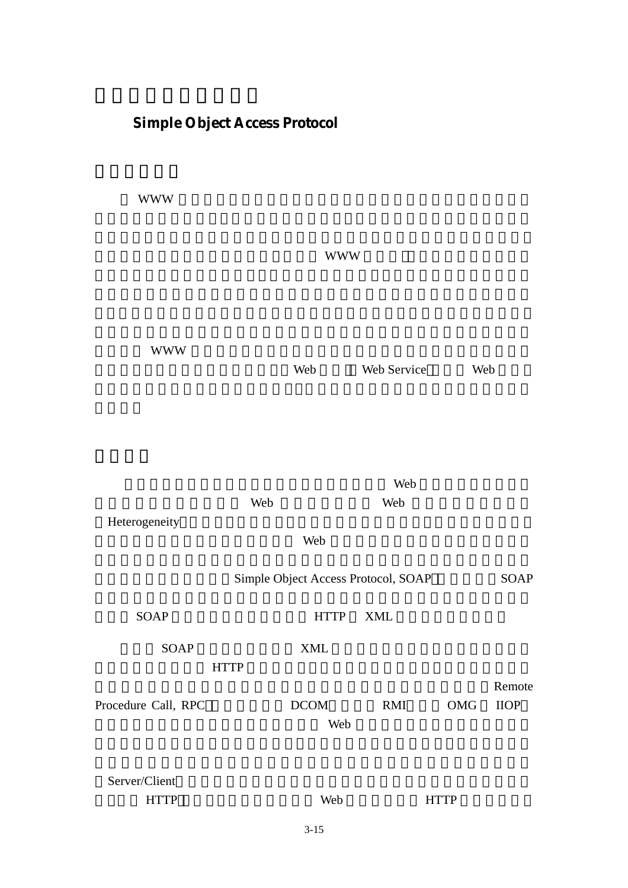## Simple Object Access Protocol

WWW

WWW

WWW

Web Web Service Web

Web

Web Web

Heterogeneity

Web

Simple Object Access Protocol, SOAP SOAP

SOAP HTTP XML

SOAP XML

HTTP

Remote Procedure Call, RPC DCOM RMI OMG IIOP

Web

Server/Client

HTTP Web HTTP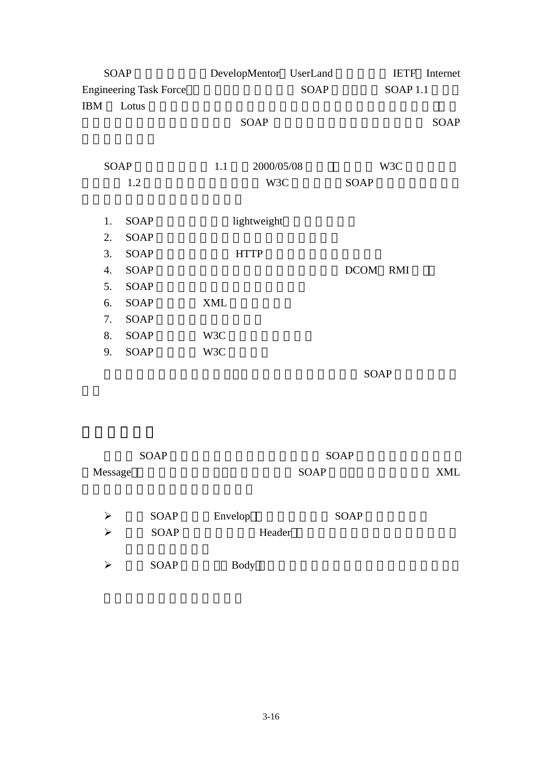SOAP DevelopMentor UserLand IETF Internet Engineering Task Force SOAP SOAP 1.1 IBM Lotus SOAP SOAP

SOAP 1.1 2000/05/08 W3C 1.2 W3C SOAP

1. SOAP lightweight
2. SOAP
3. SOAP HTTP
4. SOAP DCOM RMI
5. SOAP
6. SOAP XML
7. SOAP
8. SOAP W3C
9. SOAP W3C

SOAP

SOAP SOAP Message SOAP XML

- SOAP Envelop SOAP
- SOAP Header
- SOAP Body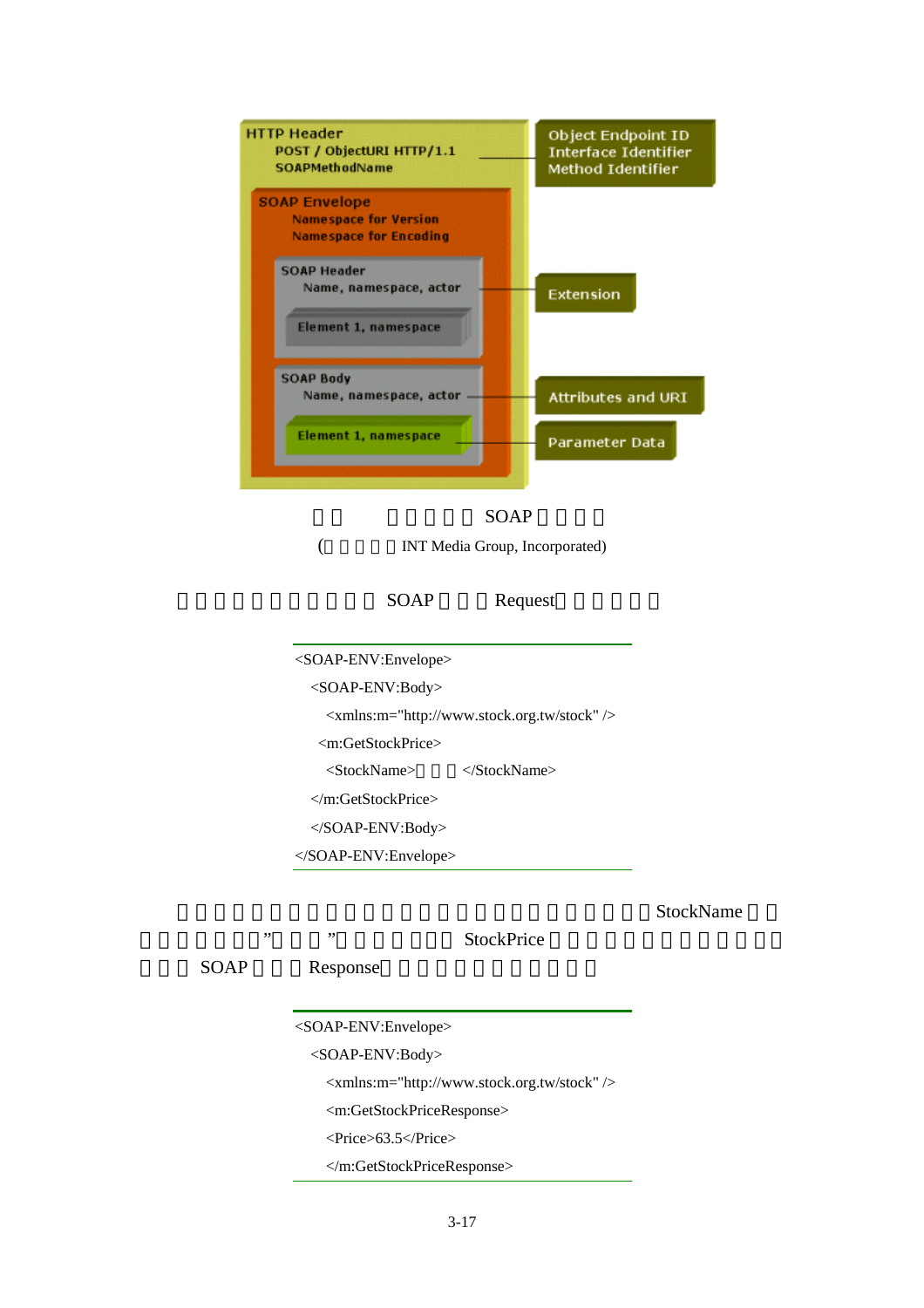HTTP Header
POST / ObjectURI HTTP/1.1
SOAPMethodName

Object Endpoint ID
Interface Identifier
Method Identifier

SOAP Envelope
Namespace for Version
Namespace for Encoding

SOAP Header
Name, namespace, actor

Element 1, namespace

Extension

SOAP Body
Name, namespace, actor

Attributes and URI

Element 1, namespace

Parameter Data

圖三 SOAP 訊息結構

(資料來源：INT Media Group, Incorporated)

以下是一個查詢股價的 SOAP 訊息 Request：

```
<SOAP-ENV:Envelope>
  <SOAP-ENV:Body>
    <xmlns:m="http://www.stock.org.tw/stock" />
   <m:GetStockPrice>
    <StockName>台積電</StockName>
  </m:GetStockPrice>
  </SOAP-ENV:Body>
</SOAP-ENV:Envelope>
```

這個訊息傳送到提供查詢股價的網站上，網站會解析這個訊息，找到 StockName 的值為"台積電"，並呼叫 StockPrice 的方法，取得股價後，再以 SOAP 訊息 Response 的方式將結果傳回：

```
<SOAP-ENV:Envelope>
  <SOAP-ENV:Body>
    <xmlns:m="http://www.stock.org.tw/stock" />
    <m:GetStockPriceResponse>
    <Price>63.5</Price>
    </m:GetStockPriceResponse>
```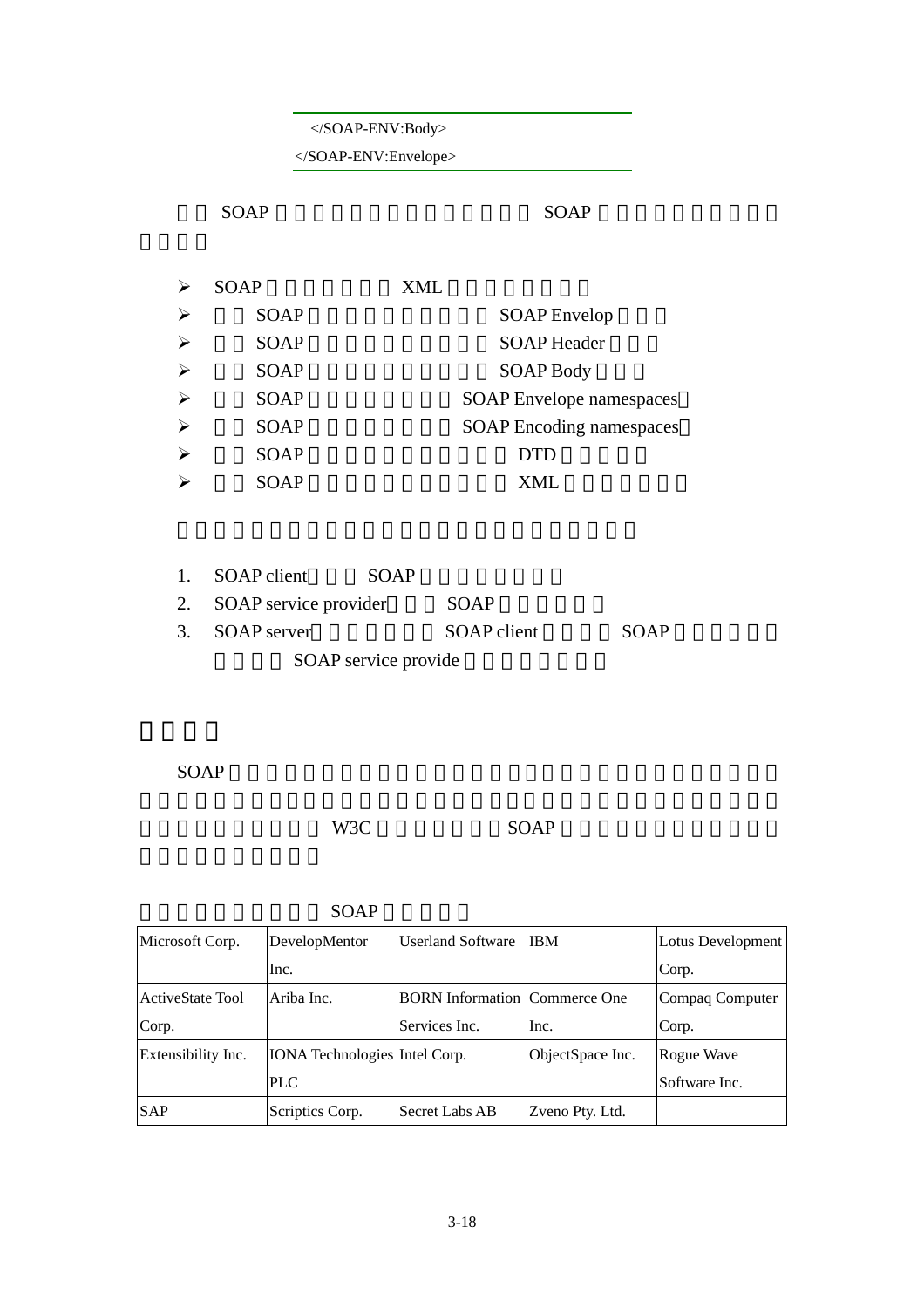```
  </SOAP-ENV:Body>
</SOAP-ENV:Envelope>
```

SOAP SOAP

- SOAP XML
- SOAP SOAP Envelop
- SOAP SOAP Header
- SOAP SOAP Body
- SOAP SOAP Envelope namespaces
- SOAP SOAP Encoding namespaces
- SOAP DTD
- SOAP XML

1. SOAP client SOAP
2. SOAP service provider SOAP
3. SOAP server SOAP client SOAP SOAP service provide

SOAP

W3C SOAP

SOAP

| | | | | |
|---|---|---|---|---|
| Microsoft Corp. | DevelopMentor Inc. | Userland Software | IBM | Lotus Development Corp. |
| ActiveState Tool Corp. | Ariba Inc. | BORN Information Services Inc. | Commerce One Inc. | Compaq Computer Corp. |
| Extensibility Inc. | IONA Technologies PLC | Intel Corp. | ObjectSpace Inc. | Rogue Wave Software Inc. |
| SAP | Scriptics Corp. | Secret Labs AB | Zveno Pty. Ltd. | |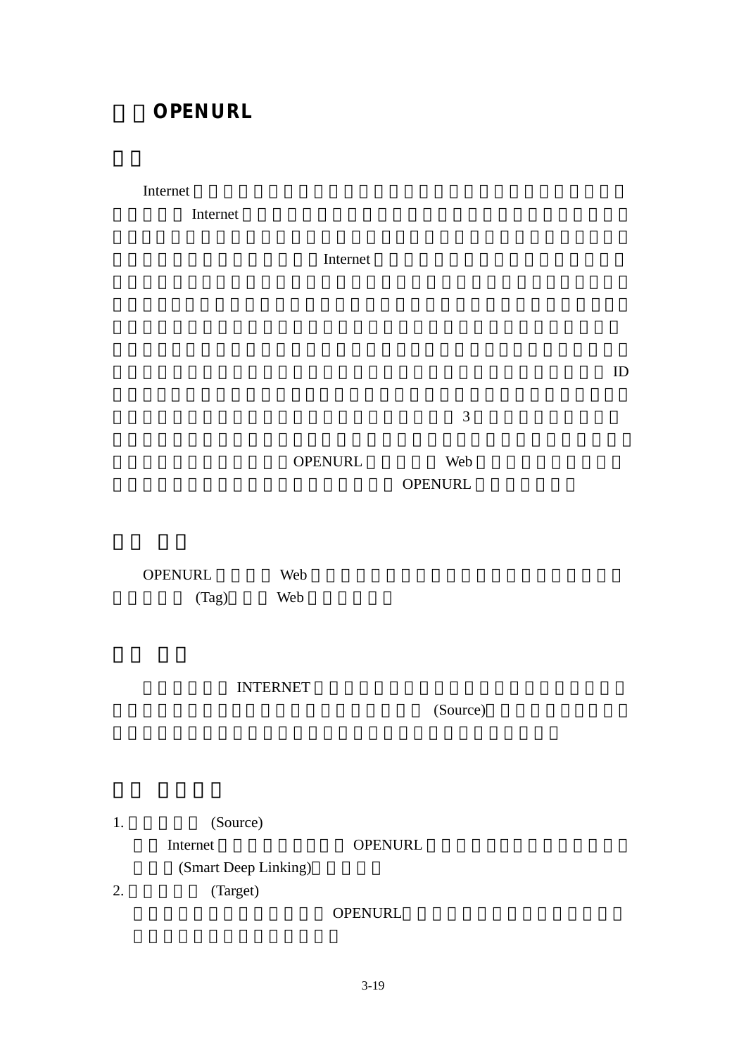# OPENURL

Internet Internet Internet ID 3 OPENURL Web OPENURL

OPENURL Web (Tag) Web

INTERNET (Source)

1. (Source)
   Internet OPENURL (Smart Deep Linking)
2. (Target)
   OPENURL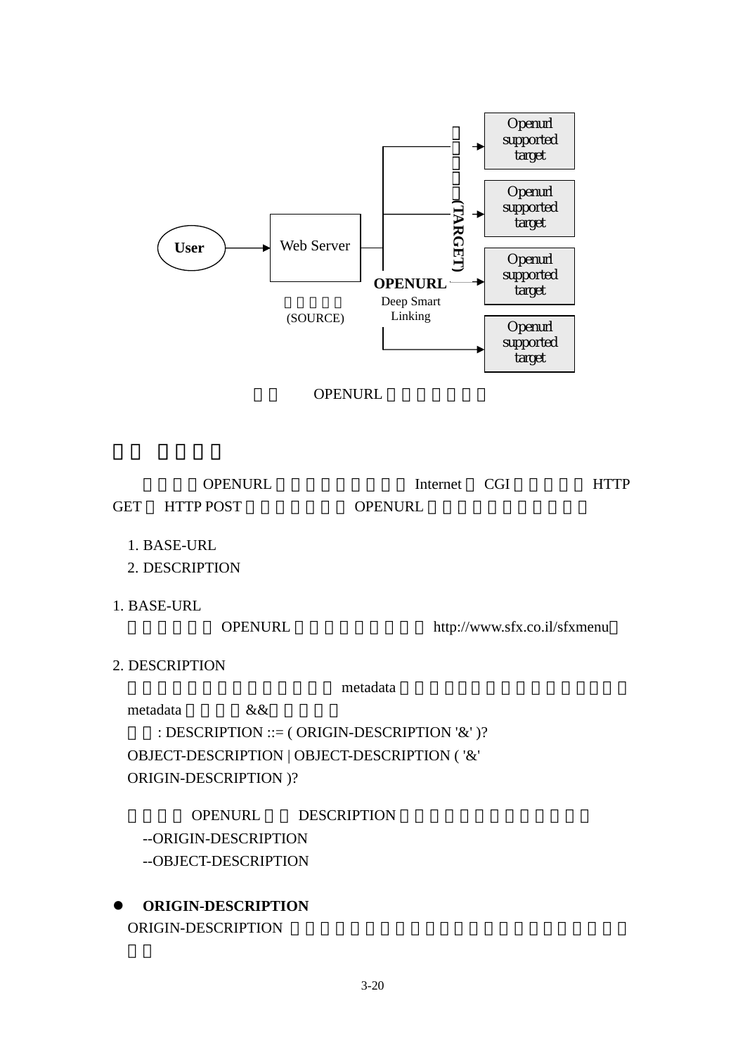User → Web Server → OPENURL Deep Smart Linking → (TARGET) → Openurl supported target

(SOURCE)

Openurl supported target

Openurl supported target

Openurl supported target

Openurl supported target

OPENURL

OPENURL Internet CGI HTTP GET HTTP POST OPENURL

1. BASE-URL
2. DESCRIPTION

1. BASE-URL

OPENURL http://www.sfx.co.il/sfxmenu

2. DESCRIPTION

metadata

metadata &&

: DESCRIPTION ::= ( ORIGIN-DESCRIPTION '&' )? OBJECT-DESCRIPTION | OBJECT-DESCRIPTION ( '&' ORIGIN-DESCRIPTION )?

OPENURL DESCRIPTION

--ORIGIN-DESCRIPTION
--OBJECT-DESCRIPTION

- **ORIGIN-DESCRIPTION**

ORIGIN-DESCRIPTION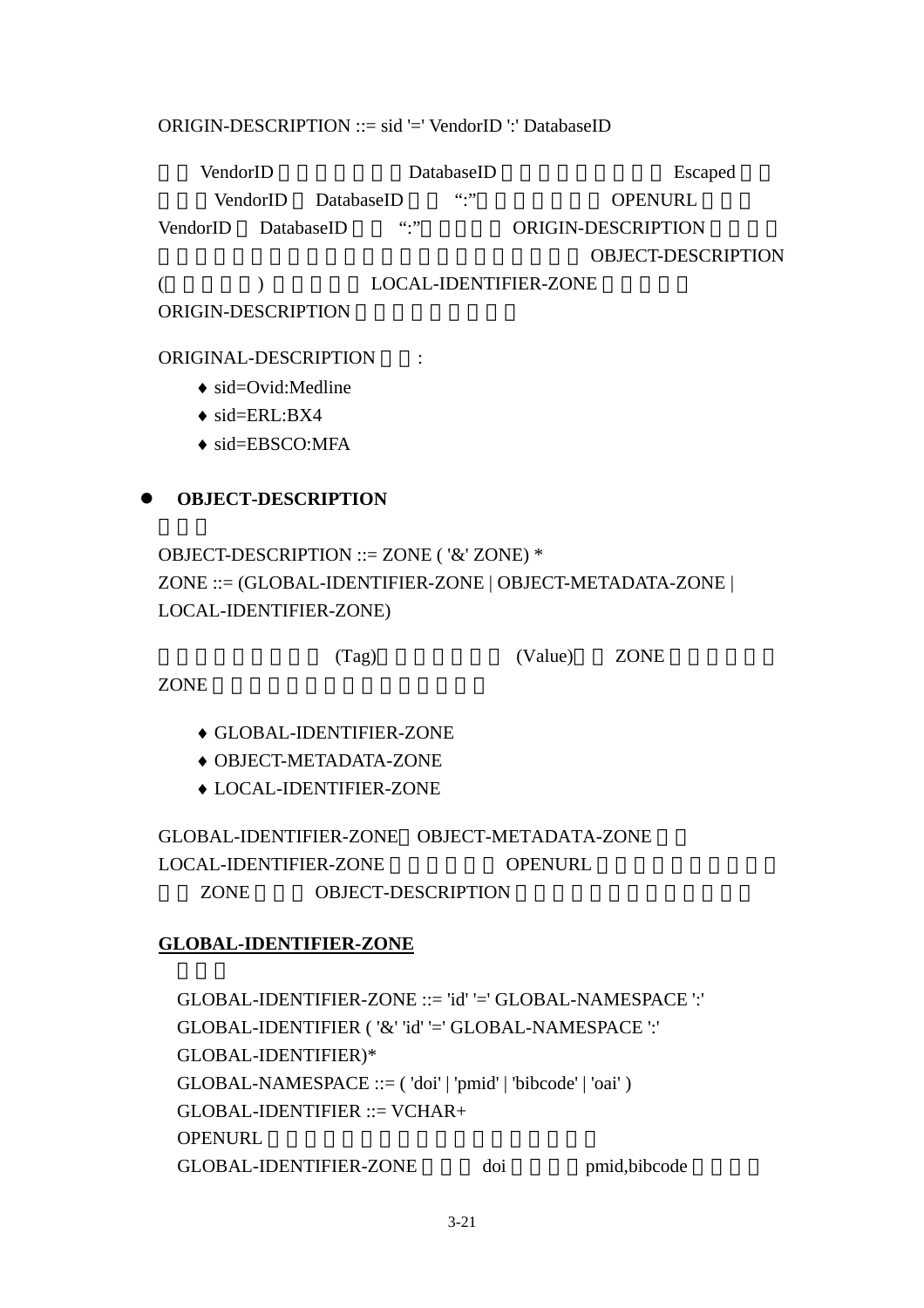ORIGIN-DESCRIPTION ::= sid '=' VendorID ':' DatabaseID

VendorID DatabaseID Escaped VendorID DatabaseID ":" OPENURL VendorID DatabaseID ":" ORIGIN-DESCRIPTION OBJECT-DESCRIPTION ( ) LOCAL-IDENTIFIER-ZONE ORIGIN-DESCRIPTION

ORIGINAL-DESCRIPTION :

- sid=Ovid:Medline
- sid=ERL:BX4
- sid=EBSCO:MFA

- **OBJECT-DESCRIPTION**

OBJECT-DESCRIPTION ::= ZONE ( '&' ZONE) *
ZONE ::= (GLOBAL-IDENTIFIER-ZONE | OBJECT-METADATA-ZONE | LOCAL-IDENTIFIER-ZONE)

(Tag) (Value) ZONE ZONE

- GLOBAL-IDENTIFIER-ZONE
- OBJECT-METADATA-ZONE
- LOCAL-IDENTIFIER-ZONE

GLOBAL-IDENTIFIER-ZONE OBJECT-METADATA-ZONE LOCAL-IDENTIFIER-ZONE OPENURL ZONE OBJECT-DESCRIPTION

**GLOBAL-IDENTIFIER-ZONE**

GLOBAL-IDENTIFIER-ZONE ::= 'id' '=' GLOBAL-NAMESPACE ':' GLOBAL-IDENTIFIER ( '&' 'id' '=' GLOBAL-NAMESPACE ':' GLOBAL-IDENTIFIER)*
GLOBAL-NAMESPACE ::= ( 'doi' | 'pmid' | 'bibcode' | 'oai' )
GLOBAL-IDENTIFIER ::= VCHAR+
OPENURL
GLOBAL-IDENTIFIER-ZONE doi pmid,bibcode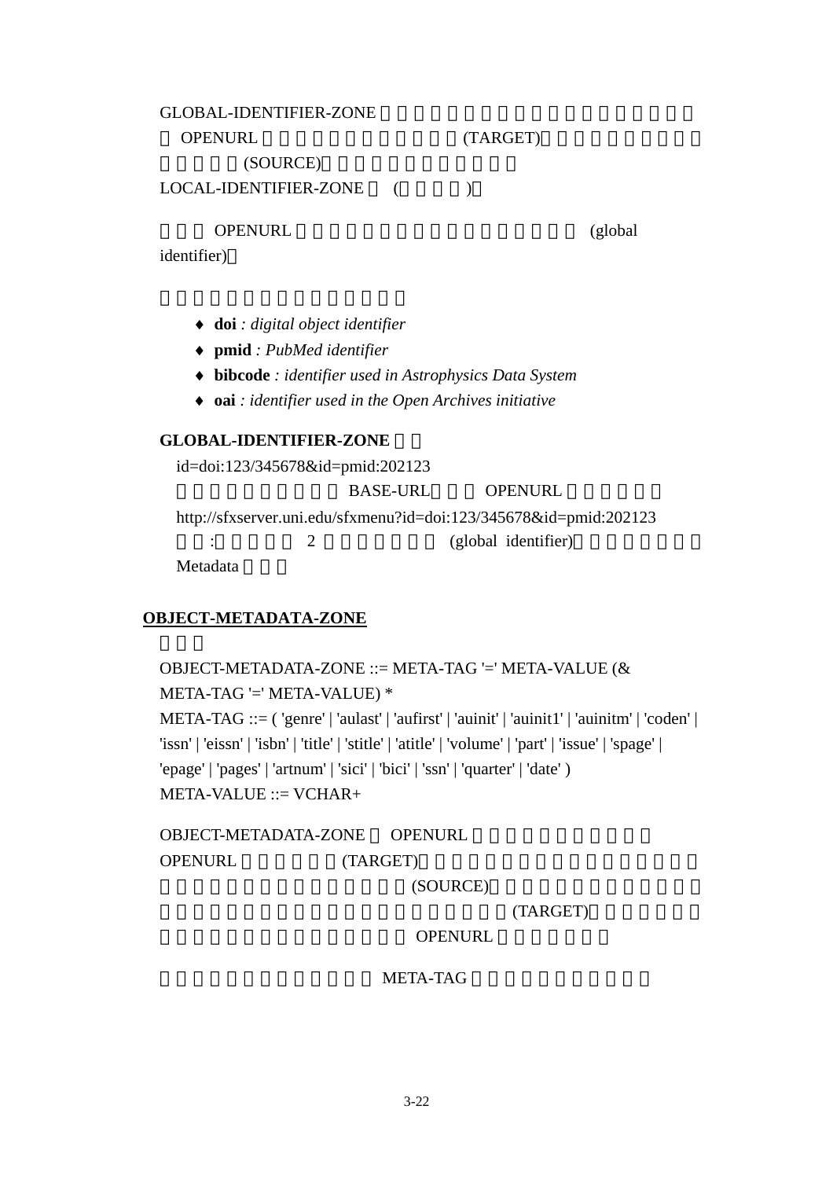GLOBAL-IDENTIFIER-ZONE

OPENURL (TARGET)

(SOURCE)

LOCAL-IDENTIFIER-ZONE ( )

OPENURL (global identifier)

- **doi** *: digital object identifier*
- **pmid** *: PubMed identifier*
- **bibcode** *: identifier used in Astrophysics Data System*
- **oai** *: identifier used in the Open Archives initiative*

**GLOBAL-IDENTIFIER-ZONE**

id=doi:123/345678&id=pmid:202123

BASE-URL OPENURL

http://sfxserver.uni.edu/sfxmenu?id=doi:123/345678&id=pmid:202123

: 2 (global identifier)

Metadata

## OBJECT-METADATA-ZONE

OBJECT-METADATA-ZONE ::= META-TAG '=' META-VALUE (& META-TAG '=' META-VALUE) *

META-TAG ::= ( 'genre' | 'aulast' | 'aufirst' | 'auinit' | 'auinit1' | 'auinitm' | 'coden' | 'issn' | 'eissn' | 'isbn' | 'title' | 'stitle' | 'atitle' | 'volume' | 'part' | 'issue' | 'spage' | 'epage' | 'pages' | 'artnum' | 'sici' | 'bici' | 'ssn' | 'quarter' | 'date' )

META-VALUE ::= VCHAR+

OBJECT-METADATA-ZONE OPENURL

OPENURL (TARGET)

(SOURCE)

(TARGET)

OPENURL

META-TAG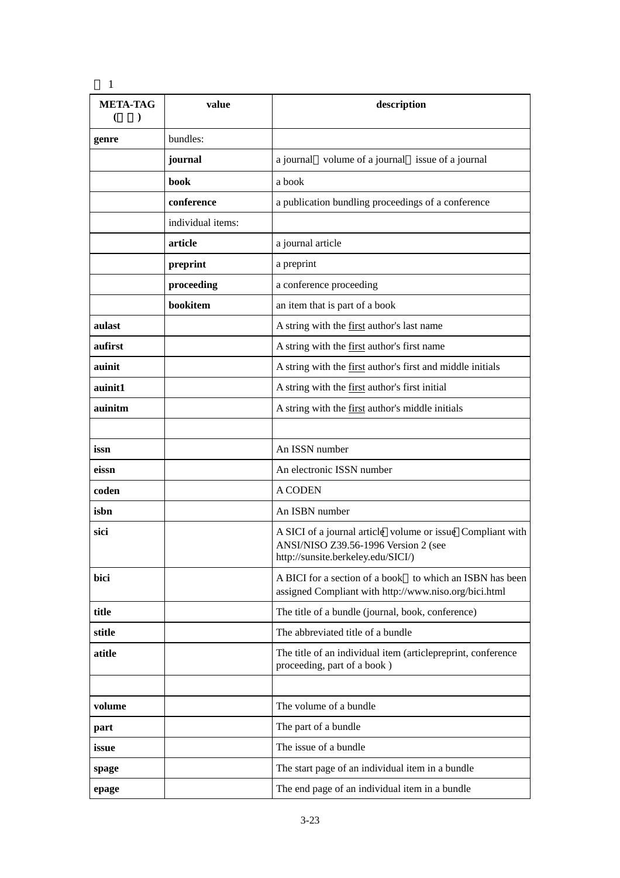表 1

| META-TAG (標籤) | value | description |
|---|---|---|
| **genre** | bundles: | |
| | **journal** | a journal、volume of a journal、issue of a journal |
| | **book** | a book |
| | **conference** | a publication bundling proceedings of a conference |
| | individual items: | |
| | **article** | a journal article |
| | **preprint** | a preprint |
| | **proceeding** | a conference proceeding |
| | **bookitem** | an item that is part of a book |
| **aulast** | | A string with the first author's last name |
| **aufirst** | | A string with the first author's first name |
| **auinit** | | A string with the first author's first and middle initials |
| **auinit1** | | A string with the first author's first initial |
| **auinitm** | | A string with the first author's middle initials |
| | | |
| **issn** | | An ISSN number |
| **eissn** | | An electronic ISSN number |
| **coden** | | A CODEN |
| **isbn** | | An ISBN number |
| **sici** | | A SICI of a journal article、volume or issue、Compliant with ANSI/NISO Z39.56-1996 Version 2 (see http://sunsite.berkeley.edu/SICI/) |
| **bici** | | A BICI for a section of a book、to which an ISBN has been assigned Compliant with http://www.niso.org/bici.html |
| **title** | | The title of a bundle (journal, book, conference) |
| **stitle** | | The abbreviated title of a bundle |
| **atitle** | | The title of an individual item (articlepreprint, conference proceeding, part of a book ) |
| | | |
| **volume** | | The volume of a bundle |
| **part** | | The part of a bundle |
| **issue** | | The issue of a bundle |
| **spage** | | The start page of an individual item in a bundle |
| **epage** | | The end page of an individual item in a bundle |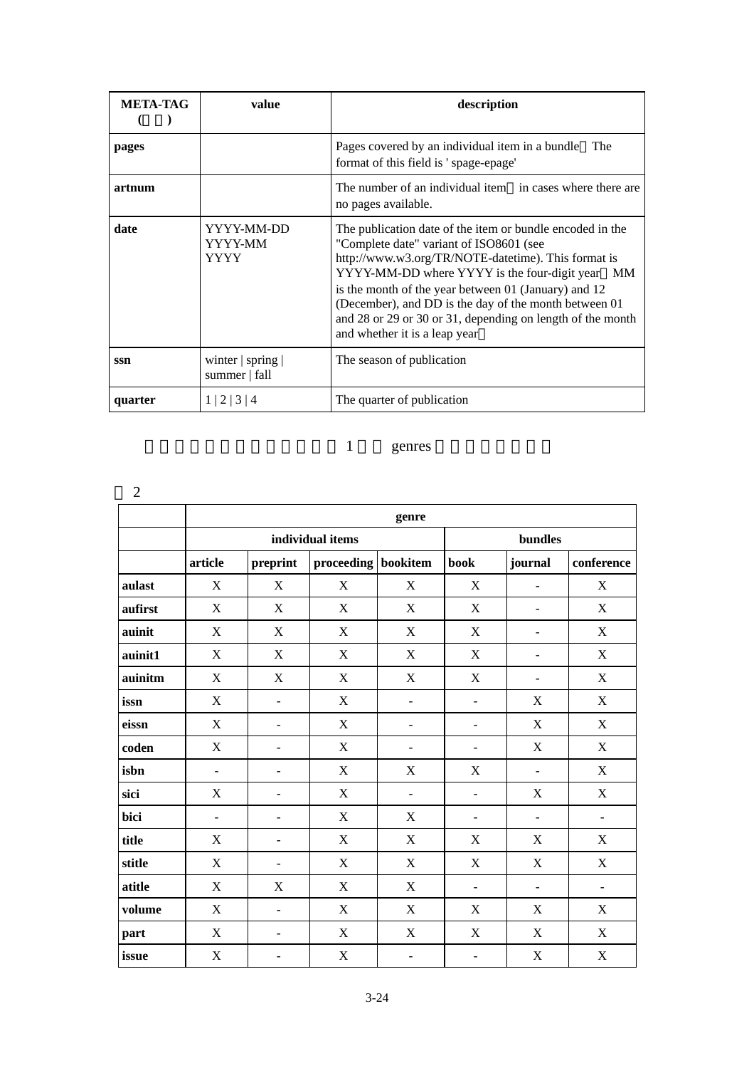| META-TAG (　　) | value | description |
|---|---|---|
| pages | | Pages covered by an individual item in a bundle　The format of this field is ' spage-epage' |
| artnum | | The number of an individual item　in cases where there are no pages available. |
| date | YYYY-MM-DD<br>YYYY-MM<br>YYYY | The publication date of the item or bundle encoded in the "Complete date" variant of ISO8601 (see http://www.w3.org/TR/NOTE-datetime). This format is YYYY-MM-DD where YYYY is the four-digit year　MM is the month of the year between 01 (January) and 12 (December), and DD is the day of the month between 01 and 28 or 29 or 30 or 31, depending on length of the month and whether it is a leap year　 |
| ssn | winter \| spring \| summer \| fall | The season of publication |
| quarter | 1 \| 2 \| 3 \| 4 | The quarter of publication |

　　　　　　　　　　　　　1　　genres　　　　　　　

　2

| | genre | | | | | | |
|---|---|---|---|---|---|---|---|
| | individual items | | | | bundles | | |
| | article | preprint | proceeding | bookitem | book | journal | conference |
| aulast | X | X | X | X | X | - | X |
| aufirst | X | X | X | X | X | - | X |
| auinit | X | X | X | X | X | - | X |
| auinit1 | X | X | X | X | X | - | X |
| auinitm | X | X | X | X | X | - | X |
| issn | X | - | X | - | - | X | X |
| eissn | X | - | X | - | - | X | X |
| coden | X | - | X | - | - | X | X |
| isbn | - | - | X | X | X | - | X |
| sici | X | - | X | - | - | X | X |
| bici | - | - | X | X | - | - | - |
| title | X | - | X | X | X | X | X |
| stitle | X | - | X | X | X | X | X |
| atitle | X | X | X | X | - | - | - |
| volume | X | - | X | X | X | X | X |
| part | X | - | X | X | X | X | X |
| issue | X | - | X | - | - | X | X |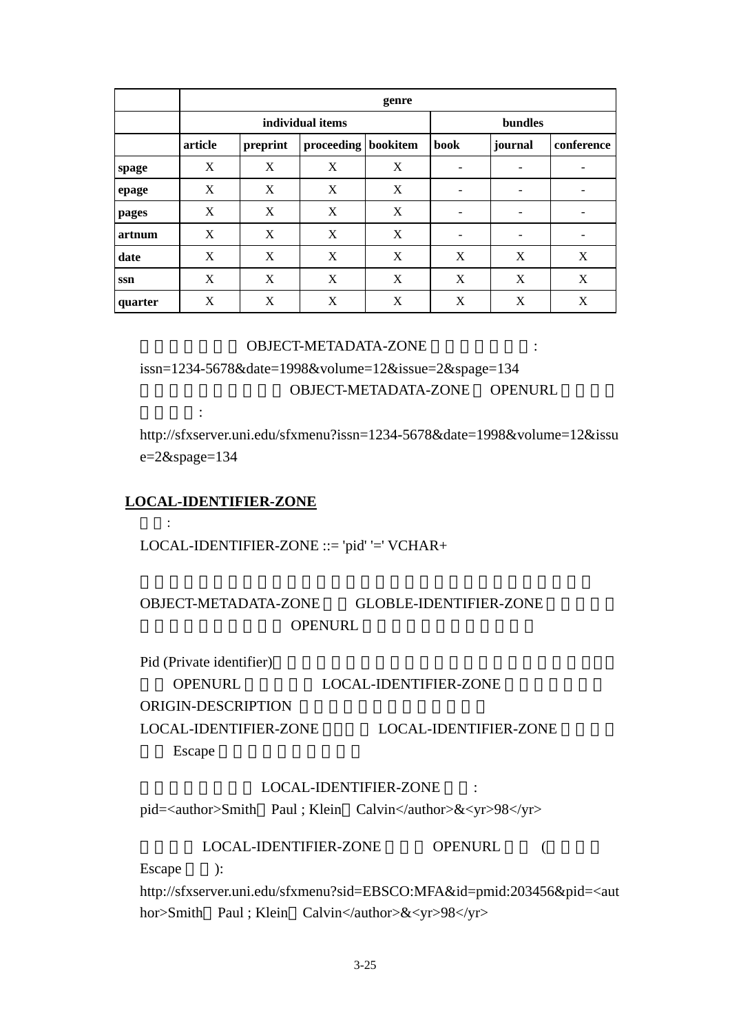| | genre | | | | | | |
|---|---|---|---|---|---|---|---|
| | individual items | | | | bundles | | |
| | article | preprint | proceeding | bookitem | book | journal | conference |
| spage | X | X | X | X | - | - | - |
| epage | X | X | X | X | - | - | - |
| pages | X | X | X | X | - | - | - |
| artnum | X | X | X | X | - | - | - |
| date | X | X | X | X | X | X | X |
| ssn | X | X | X | X | X | X | X |
| quarter | X | X | X | X | X | X | X |

OBJECT-METADATA-ZONE :

issn=1234-5678&date=1998&volume=12&issue=2&spage=134

OBJECT-METADATA-ZONE OPENURL

:

http://sfxserver.uni.edu/sfxmenu?issn=1234-5678&date=1998&volume=12&issue=2&spage=134

**LOCAL-IDENTIFIER-ZONE**

:

LOCAL-IDENTIFIER-ZONE ::= 'pid' '=' VCHAR+

OBJECT-METADATA-ZONE GLOBLE-IDENTIFIER-ZONE

OPENURL

Pid (Private identifier)

OPENURL LOCAL-IDENTIFIER-ZONE

ORIGIN-DESCRIPTION

LOCAL-IDENTIFIER-ZONE LOCAL-IDENTIFIER-ZONE

Escape

LOCAL-IDENTIFIER-ZONE :

pid=<author>Smith Paul ; Klein Calvin</author>&<yr>98</yr>

LOCAL-IDENTIFIER-ZONE OPENURL (

Escape ):

http://sfxserver.uni.edu/sfxmenu?sid=EBSCO:MFA&id=pmid:203456&pid=<author>Smith Paul ; Klein Calvin</author>&<yr>98</yr>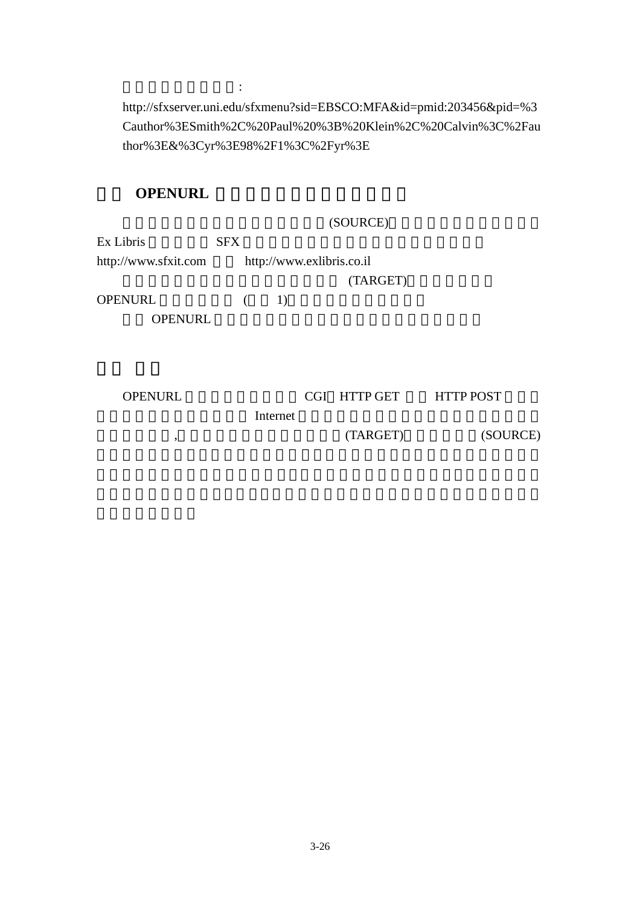:

http://sfxserver.uni.edu/sfxmenu?sid=EBSCO:MFA&id=pmid:203456&pid=%3Cauthor%3ESmith%2C%20Paul%20%3B%20Klein%2C%20Calvin%3C%2Fauthor%3E&%3Cyr%3E98%2F1%3C%2Fyr%3E

## OPENURL

(SOURCE)

Ex Libris SFX

http://www.sfxit.com http://www.exlibris.co.il

(TARGET)

OPENURL ( 1)

OPENURL

##

OPENURL CGI HTTP GET HTTP POST

Internet

, (TARGET) (SOURCE)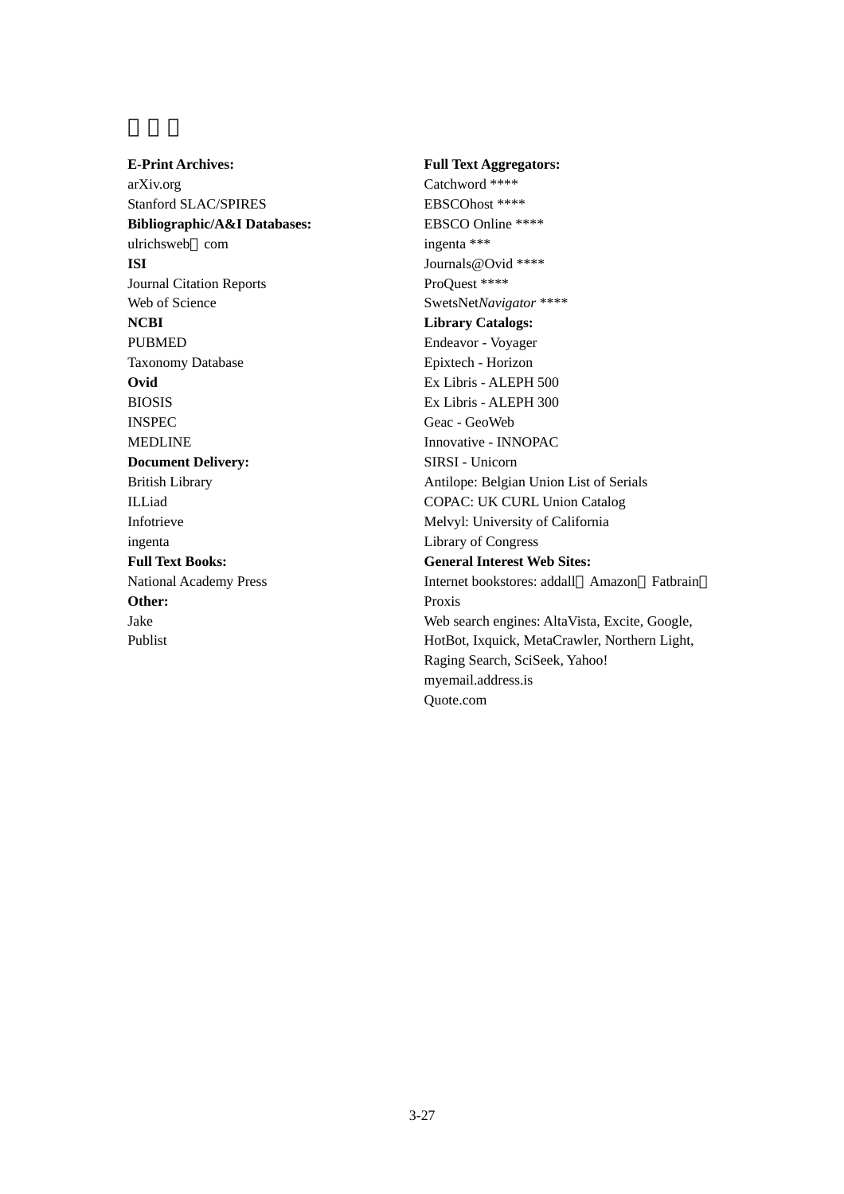# 附錄二

**E-Print Archives:**
arXiv.org
Stanford SLAC/SPIRES
**Bibliographic/A&I Databases:**
ulrichsweb．com
**ISI**
Journal Citation Reports
Web of Science
**NCBI**
PUBMED
Taxonomy Database
**Ovid**
BIOSIS
INSPEC
MEDLINE
**Document Delivery:**
British Library
ILLiad
Infotrieve
ingenta
**Full Text Books:**
National Academy Press
**Other:**
Jake
Publist

**Full Text Aggregators:**
Catchword ****
EBSCOhost ****
EBSCO Online ****
ingenta ***
Journals@Ovid ****
ProQuest ****
SwetsNet*Navigator* ****
**Library Catalogs:**
Endeavor - Voyager
Epixtech - Horizon
Ex Libris - ALEPH 500
Ex Libris - ALEPH 300
Geac - GeoWeb
Innovative - INNOPAC
SIRSI - Unicorn
Antilope: Belgian Union List of Serials
COPAC: UK CURL Union Catalog
Melvyl: University of California
Library of Congress
**General Interest Web Sites:**
Internet bookstores: addall，Amazon，Fatbrain，Proxis
Web search engines: AltaVista, Excite, Google, HotBot, Ixquick, MetaCrawler, Northern Light, Raging Search, SciSeek, Yahoo!
myemail.address.is
Quote.com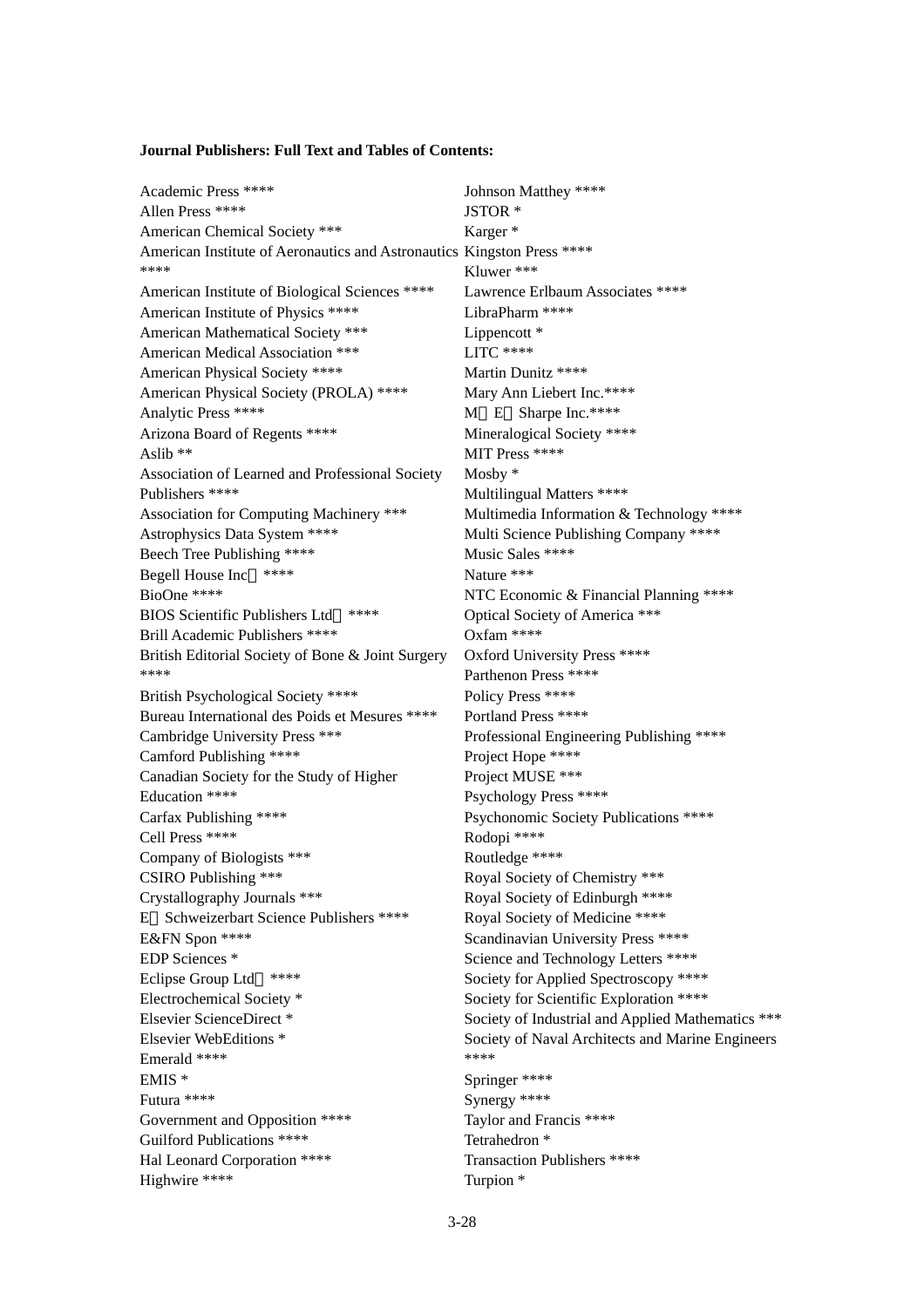**Journal Publishers: Full Text and Tables of Contents:**

Academic Press ****
Allen Press ****
American Chemical Society ***
American Institute of Aeronautics and Astronautics ****
American Institute of Biological Sciences ****
American Institute of Physics ****
American Mathematical Society ***
American Medical Association ***
American Physical Society ****
American Physical Society (PROLA) ****
Analytic Press ****
Arizona Board of Regents ****
Aslib **
Association of Learned and Professional Society Publishers ****
Association for Computing Machinery ***
Astrophysics Data System ****
Beech Tree Publishing ****
Begell House Inc. ****
BioOne ****
BIOS Scientific Publishers Ltd. ****
Brill Academic Publishers ****
British Editorial Society of Bone & Joint Surgery ****
British Psychological Society ****
Bureau International des Poids et Mesures ****
Cambridge University Press ***
Camford Publishing ****
Canadian Society for the Study of Higher Education ****
Carfax Publishing ****
Cell Press ****
Company of Biologists ***
CSIRO Publishing ***
Crystallography Journals ***
E. Schweizerbart Science Publishers ****
E&FN Spon ****
EDP Sciences *
Eclipse Group Ltd. ****
Electrochemical Society *
Elsevier ScienceDirect *
Elsevier WebEditions *
Emerald ****
EMIS *
Futura ****
Government and Opposition ****
Guilford Publications ****
Hal Leonard Corporation ****
Highwire ****
Johnson Matthey ****
JSTOR *
Karger *
Kingston Press ****
Kluwer ***
Lawrence Erlbaum Associates ****
LibraPharm ****
Lippencott *
LITC ****
Martin Dunitz ****
Mary Ann Liebert Inc.****
M. E. Sharpe Inc.****
Mineralogical Society ****
MIT Press ****
Mosby *
Multilingual Matters ****
Multimedia Information & Technology ****
Multi Science Publishing Company ****
Music Sales ****
Nature ***
NTC Economic & Financial Planning ****
Optical Society of America ***
Oxfam ****
Oxford University Press ****
Parthenon Press ****
Policy Press ****
Portland Press ****
Professional Engineering Publishing ****
Project Hope ****
Project MUSE ***
Psychology Press ****
Psychonomic Society Publications ****
Rodopi ****
Routledge ****
Royal Society of Chemistry ***
Royal Society of Edinburgh ****
Royal Society of Medicine ****
Scandinavian University Press ****
Science and Technology Letters ****
Society for Applied Spectroscopy ****
Society for Scientific Exploration ****
Society of Industrial and Applied Mathematics ***
Society of Naval Architects and Marine Engineers ****
Springer ****
Synergy ****
Taylor and Francis ****
Tetrahedron *
Transaction Publishers ****
Turpion *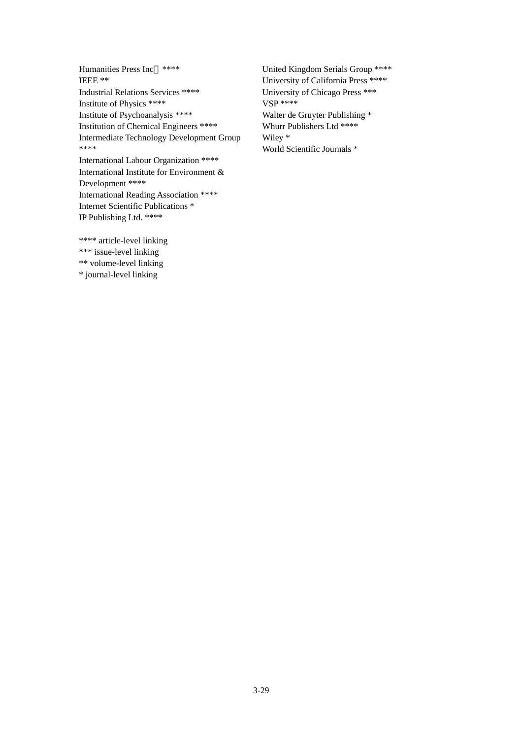Humanities Press Inc． ****
IEEE **
Industrial Relations Services ****
Institute of Physics ****
Institute of Psychoanalysis ****
Institution of Chemical Engineers ****
Intermediate Technology Development Group ****
International Labour Organization ****
International Institute for Environment & Development ****
International Reading Association ****
Internet Scientific Publications *
IP Publishing Ltd. ****

**** article-level linking
*** issue-level linking
** volume-level linking
* journal-level linking

United Kingdom Serials Group ****
University of California Press ****
University of Chicago Press ***
VSP ****
Walter de Gruyter Publishing *
Whurr Publishers Ltd ****
Wiley *
World Scientific Journals *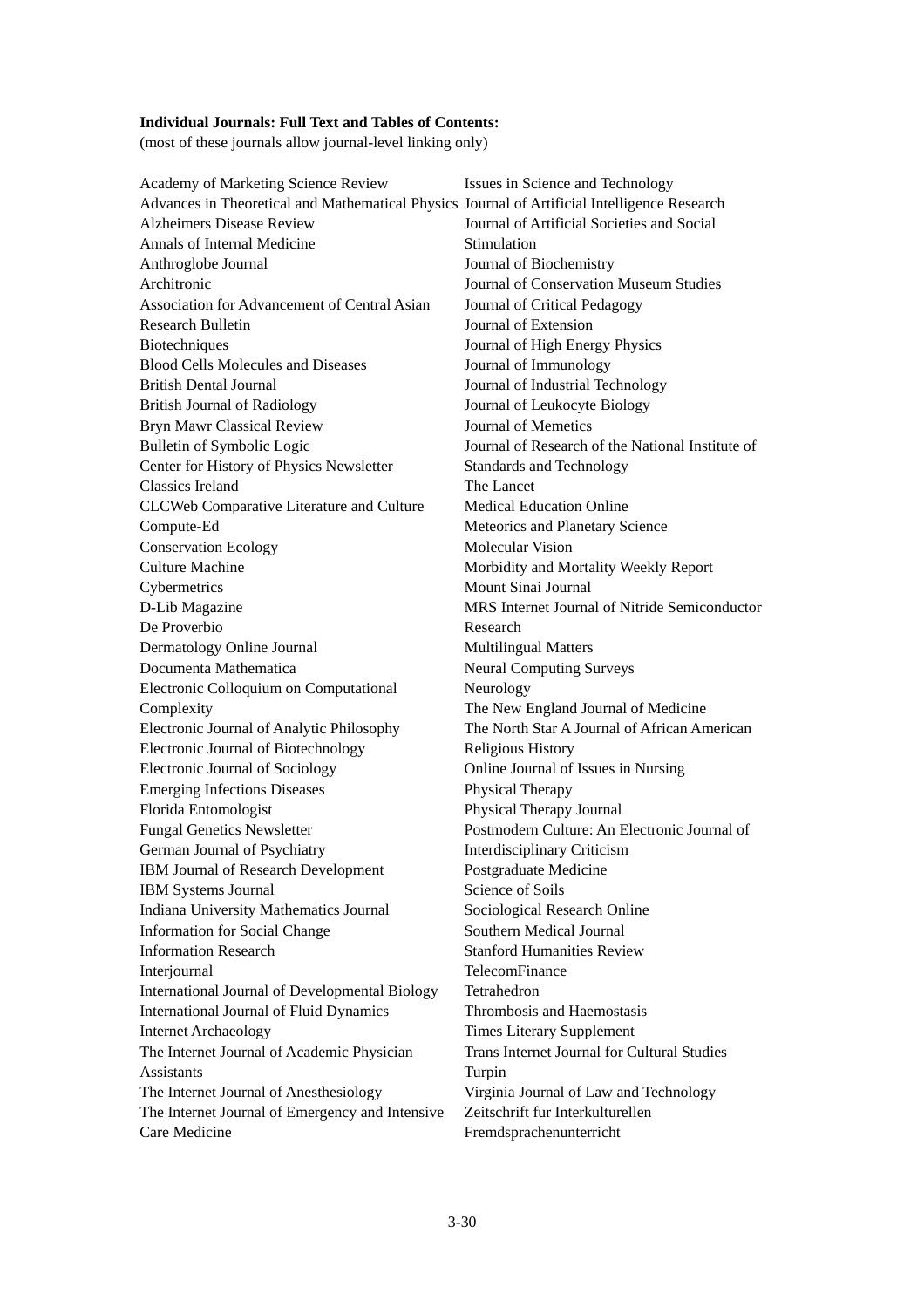**Individual Journals: Full Text and Tables of Contents:**
(most of these journals allow journal-level linking only)

Academy of Marketing Science Review
Advances in Theoretical and Mathematical Physics
Alzheimers Disease Review
Annals of Internal Medicine
Anthroglobe Journal
Architronic
Association for Advancement of Central Asian Research Bulletin
Biotechniques
Blood Cells Molecules and Diseases
British Dental Journal
British Journal of Radiology
Bryn Mawr Classical Review
Bulletin of Symbolic Logic
Center for History of Physics Newsletter
Classics Ireland
CLCWeb Comparative Literature and Culture
Compute-Ed
Conservation Ecology
Culture Machine
Cybermetrics
D-Lib Magazine
De Proverbio
Dermatology Online Journal
Documenta Mathematica
Electronic Colloquium on Computational Complexity
Electronic Journal of Analytic Philosophy
Electronic Journal of Biotechnology
Electronic Journal of Sociology
Emerging Infections Diseases
Florida Entomologist
Fungal Genetics Newsletter
German Journal of Psychiatry
IBM Journal of Research Development
IBM Systems Journal
Indiana University Mathematics Journal
Information for Social Change
Information Research
Interjournal
International Journal of Developmental Biology
International Journal of Fluid Dynamics
Internet Archaeology
The Internet Journal of Academic Physician Assistants
The Internet Journal of Anesthesiology
The Internet Journal of Emergency and Intensive Care Medicine
Issues in Science and Technology
Journal of Artificial Intelligence Research
Journal of Artificial Societies and Social Stimulation
Journal of Biochemistry
Journal of Conservation Museum Studies
Journal of Critical Pedagogy
Journal of Extension
Journal of High Energy Physics
Journal of Immunology
Journal of Industrial Technology
Journal of Leukocyte Biology
Journal of Memetics
Journal of Research of the National Institute of Standards and Technology
The Lancet
Medical Education Online
Meteorics and Planetary Science
Molecular Vision
Morbidity and Mortality Weekly Report
Mount Sinai Journal
MRS Internet Journal of Nitride Semiconductor Research
Multilingual Matters
Neural Computing Surveys
Neurology
The New England Journal of Medicine
The North Star A Journal of African American Religious History
Online Journal of Issues in Nursing
Physical Therapy
Physical Therapy Journal
Postmodern Culture: An Electronic Journal of Interdisciplinary Criticism
Postgraduate Medicine
Science of Soils
Sociological Research Online
Southern Medical Journal
Stanford Humanities Review
TelecomFinance
Tetrahedron
Thrombosis and Haemostasis
Times Literary Supplement
Trans Internet Journal for Cultural Studies
Turpin
Virginia Journal of Law and Technology
Zeitschrift fur Interkulturellen Fremdsprachenunterricht